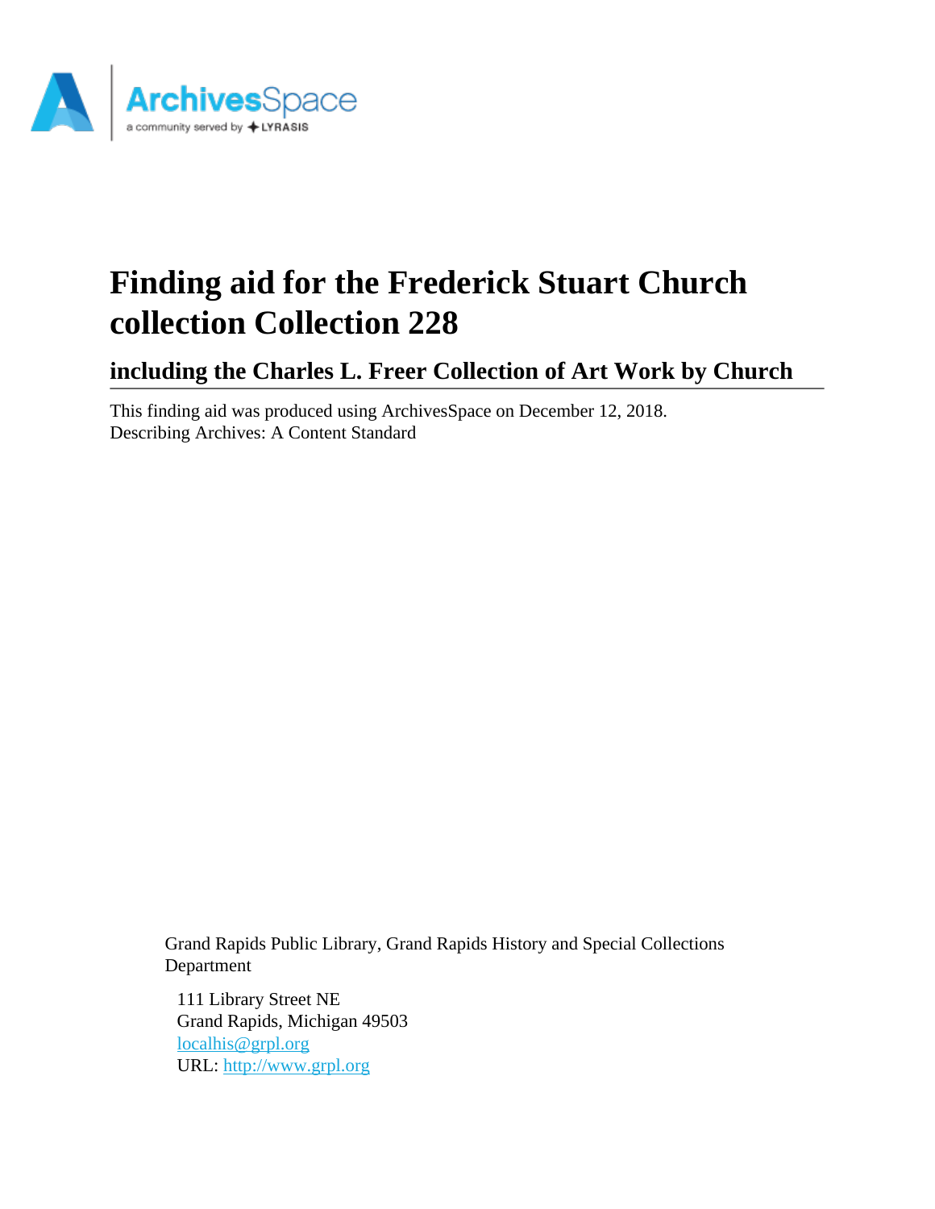# Finding aid for the Frederick Stuart Church collection Collection 228

## including the Charles L. Freer Collection of Art Work by Church

This finding aid was produced using ArchivesSpace on December 12, 2018.
Describing Archives: A Content Standard

Grand Rapids Public Library, Grand Rapids History and Special Collections Department

111 Library Street NE
Grand Rapids, Michigan 49503
localhis@grpl.org
URL: http://www.grpl.org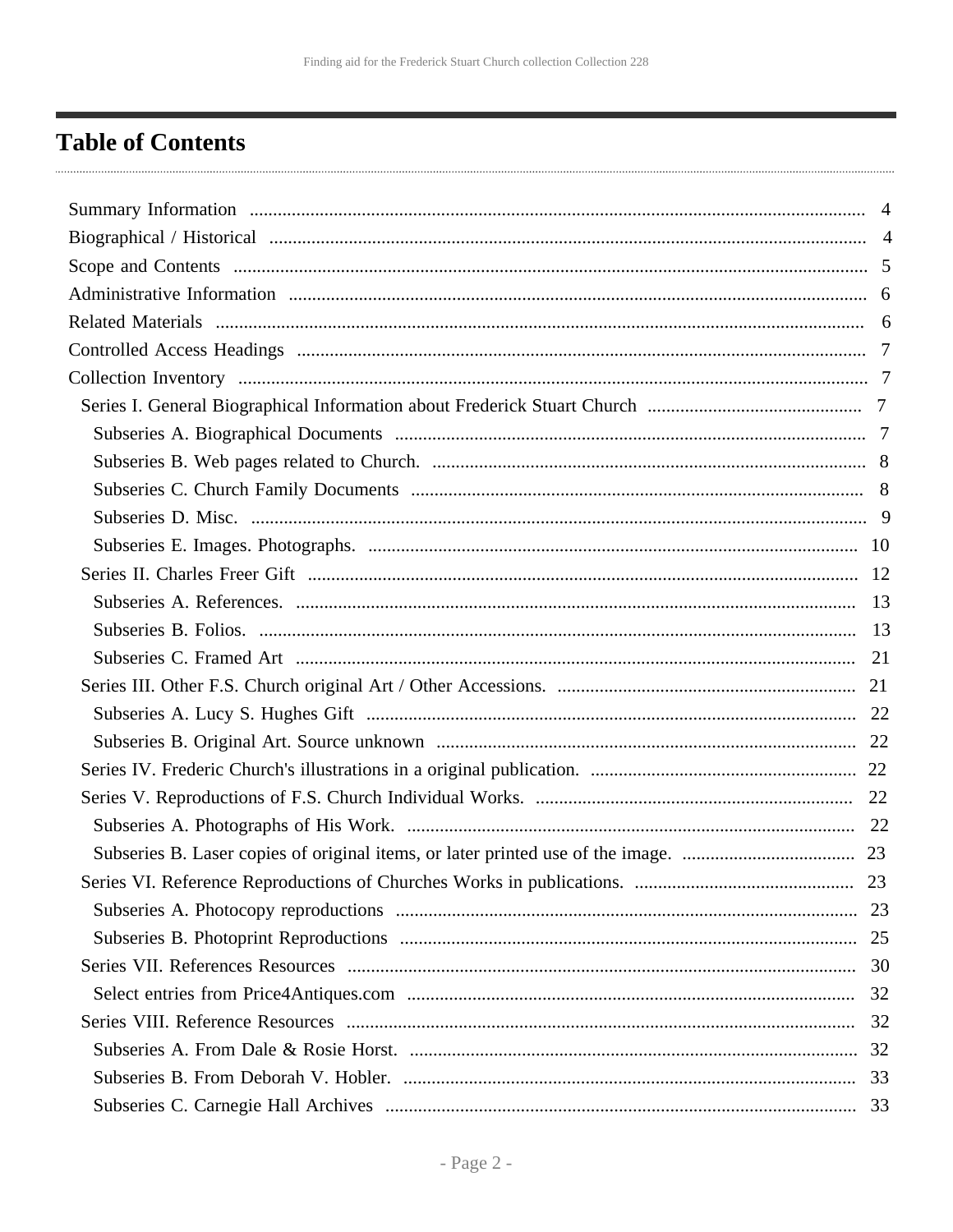## Table of Contents

- Summary Information ........ 4
- Biographical / Historical ........ 4
- Scope and Contents ........ 5
- Administrative Information ........ 6
- Related Materials ........ 6
- Controlled Access Headings ........ 7
- Collection Inventory ........ 7
  - Series I. General Biographical Information about Frederick Stuart Church ........ 7
    - Subseries A. Biographical Documents ........ 7
    - Subseries B. Web pages related to Church. ........ 8
    - Subseries C. Church Family Documents ........ 8
    - Subseries D. Misc. ........ 9
    - Subseries E. Images. Photographs. ........ 10
  - Series II. Charles Freer Gift ........ 12
    - Subseries A. References. ........ 13
    - Subseries B. Folios. ........ 13
    - Subseries C. Framed Art ........ 21
  - Series III. Other F.S. Church original Art / Other Accessions. ........ 21
    - Subseries A. Lucy S. Hughes Gift ........ 22
    - Subseries B. Original Art. Source unknown ........ 22
  - Series IV. Frederic Church's illustrations in a original publication. ........ 22
  - Series V. Reproductions of F.S. Church Individual Works. ........ 22
    - Subseries A. Photographs of His Work. ........ 22
    - Subseries B. Laser copies of original items, or later printed use of the image. ........ 23
  - Series VI. Reference Reproductions of Churches Works in publications. ........ 23
    - Subseries A. Photocopy reproductions ........ 23
    - Subseries B. Photoprint Reproductions ........ 25
  - Series VII. References Resources ........ 30
    - Select entries from Price4Antiques.com ........ 32
  - Series VIII. Reference Resources ........ 32
    - Subseries A. From Dale & Rosie Horst. ........ 32
    - Subseries B. From Deborah V. Hobler. ........ 33
    - Subseries C. Carnegie Hall Archives ........ 33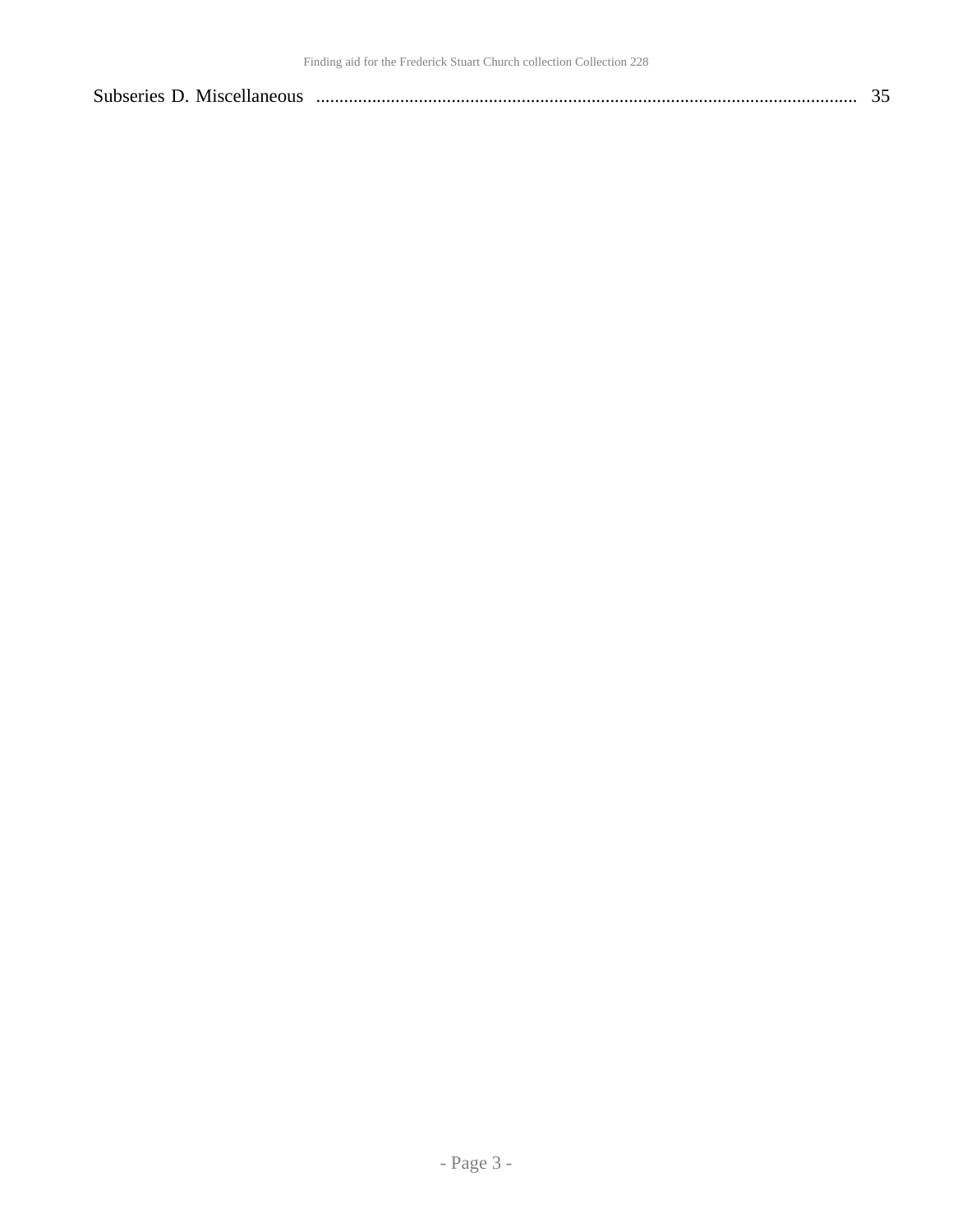Subseries D. Miscellaneous .................................................................................................................. 35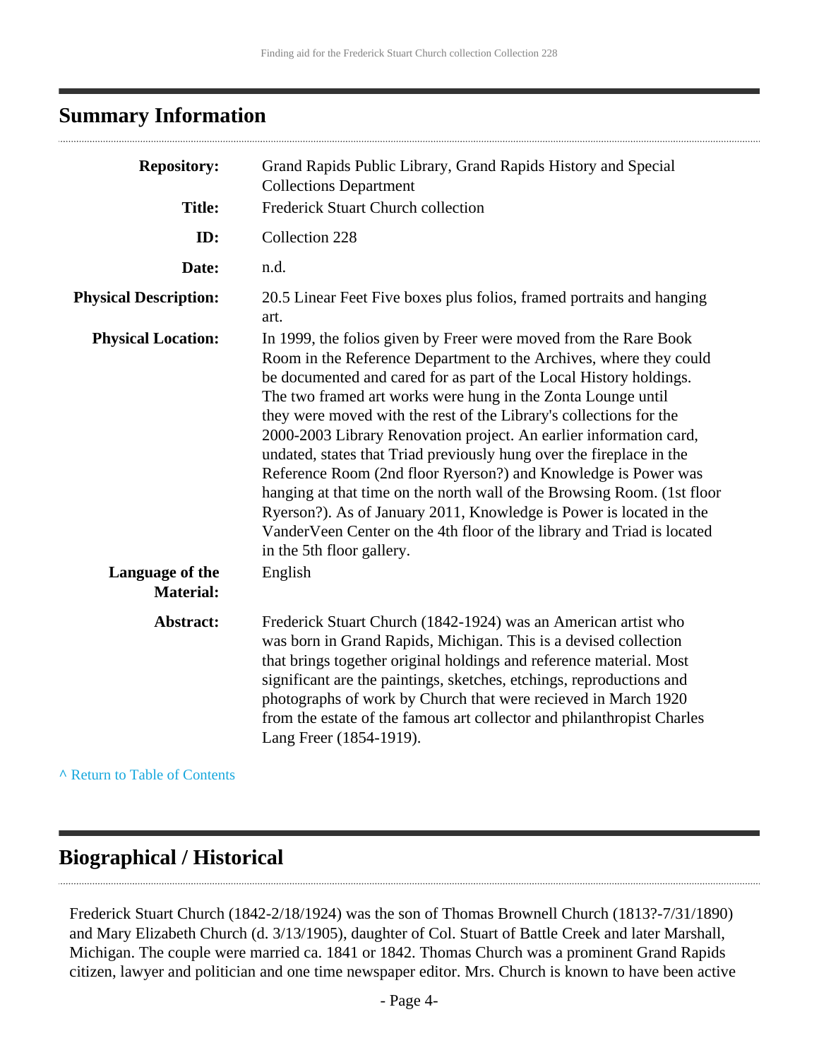## Summary Information

**Repository:** Grand Rapids Public Library, Grand Rapids History and Special Collections Department

**Title:** Frederick Stuart Church collection

**ID:** Collection 228

**Date:** n.d.

**Physical Description:** 20.5 Linear Feet Five boxes plus folios, framed portraits and hanging art.

**Physical Location:** In 1999, the folios given by Freer were moved from the Rare Book Room in the Reference Department to the Archives, where they could be documented and cared for as part of the Local History holdings. The two framed art works were hung in the Zonta Lounge until they were moved with the rest of the Library's collections for the 2000-2003 Library Renovation project. An earlier information card, undated, states that Triad previously hung over the fireplace in the Reference Room (2nd floor Ryerson?) and Knowledge is Power was hanging at that time on the north wall of the Browsing Room. (1st floor Ryerson?). As of January 2011, Knowledge is Power is located in the VanderVeen Center on the 4th floor of the library and Triad is located in the 5th floor gallery.

**Language of the Material:** English

**Abstract:** Frederick Stuart Church (1842-1924) was an American artist who was born in Grand Rapids, Michigan. This is a devised collection that brings together original holdings and reference material. Most significant are the paintings, sketches, etchings, reproductions and photographs of work by Church that were recieved in March 1920 from the estate of the famous art collector and philanthropist Charles Lang Freer (1854-1919).

^ Return to Table of Contents

## Biographical / Historical

Frederick Stuart Church (1842-2/18/1924) was the son of Thomas Brownell Church (1813?-7/31/1890) and Mary Elizabeth Church (d. 3/13/1905), daughter of Col. Stuart of Battle Creek and later Marshall, Michigan. The couple were married ca. 1841 or 1842. Thomas Church was a prominent Grand Rapids citizen, lawyer and politician and one time newspaper editor. Mrs. Church is known to have been active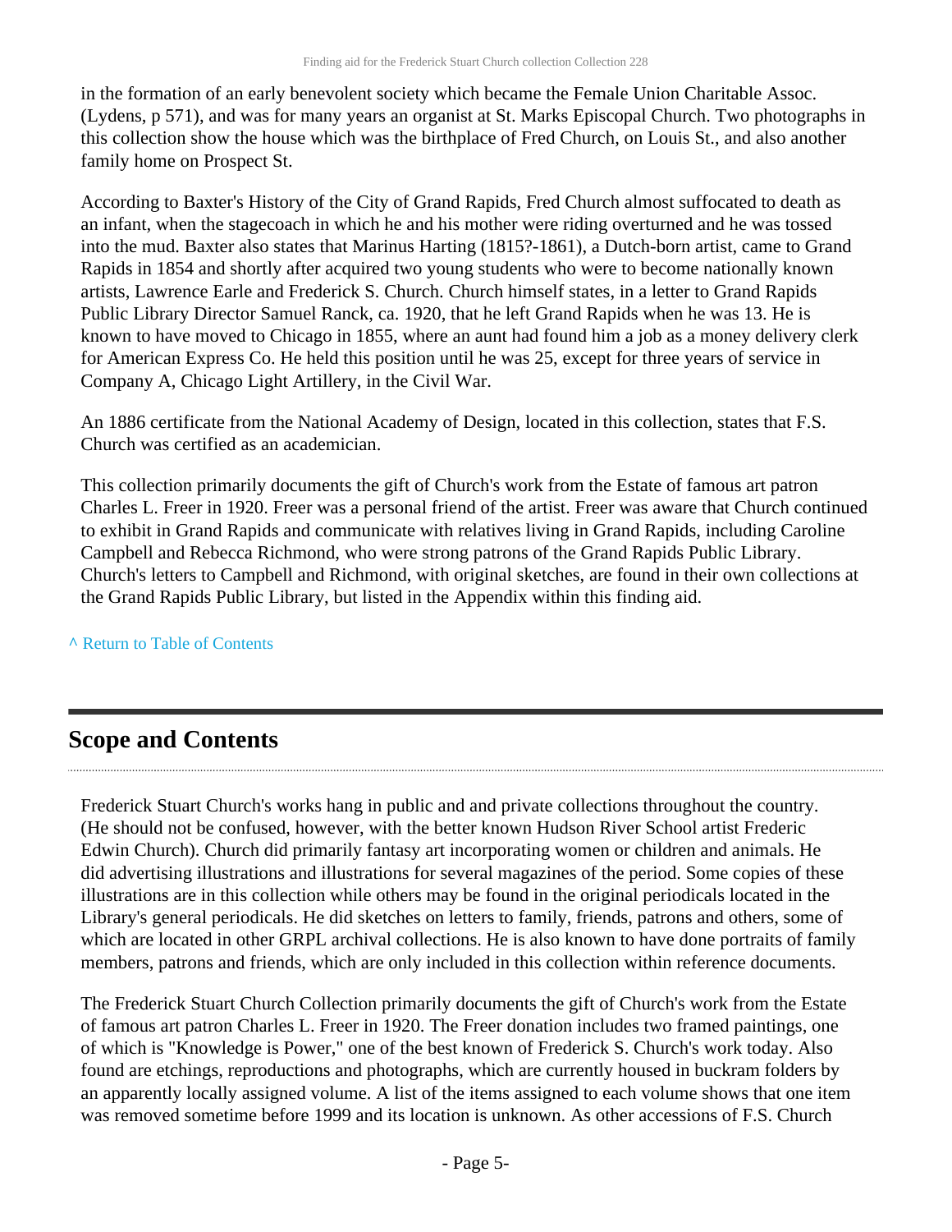in the formation of an early benevolent society which became the Female Union Charitable Assoc. (Lydens, p 571), and was for many years an organist at St. Marks Episcopal Church. Two photographs in this collection show the house which was the birthplace of Fred Church, on Louis St., and also another family home on Prospect St.

According to Baxter's History of the City of Grand Rapids, Fred Church almost suffocated to death as an infant, when the stagecoach in which he and his mother were riding overturned and he was tossed into the mud. Baxter also states that Marinus Harting (1815?-1861), a Dutch-born artist, came to Grand Rapids in 1854 and shortly after acquired two young students who were to become nationally known artists, Lawrence Earle and Frederick S. Church. Church himself states, in a letter to Grand Rapids Public Library Director Samuel Ranck, ca. 1920, that he left Grand Rapids when he was 13. He is known to have moved to Chicago in 1855, where an aunt had found him a job as a money delivery clerk for American Express Co. He held this position until he was 25, except for three years of service in Company A, Chicago Light Artillery, in the Civil War.

An 1886 certificate from the National Academy of Design, located in this collection, states that F.S. Church was certified as an academician.

This collection primarily documents the gift of Church's work from the Estate of famous art patron Charles L. Freer in 1920. Freer was a personal friend of the artist. Freer was aware that Church continued to exhibit in Grand Rapids and communicate with relatives living in Grand Rapids, including Caroline Campbell and Rebecca Richmond, who were strong patrons of the Grand Rapids Public Library. Church's letters to Campbell and Richmond, with original sketches, are found in their own collections at the Grand Rapids Public Library, but listed in the Appendix within this finding aid.

^ Return to Table of Contents

## Scope and Contents

Frederick Stuart Church's works hang in public and and private collections throughout the country. (He should not be confused, however, with the better known Hudson River School artist Frederic Edwin Church). Church did primarily fantasy art incorporating women or children and animals. He did advertising illustrations and illustrations for several magazines of the period. Some copies of these illustrations are in this collection while others may be found in the original periodicals located in the Library's general periodicals. He did sketches on letters to family, friends, patrons and others, some of which are located in other GRPL archival collections. He is also known to have done portraits of family members, patrons and friends, which are only included in this collection within reference documents.

The Frederick Stuart Church Collection primarily documents the gift of Church's work from the Estate of famous art patron Charles L. Freer in 1920. The Freer donation includes two framed paintings, one of which is "Knowledge is Power," one of the best known of Frederick S. Church's work today. Also found are etchings, reproductions and photographs, which are currently housed in buckram folders by an apparently locally assigned volume. A list of the items assigned to each volume shows that one item was removed sometime before 1999 and its location is unknown. As other accessions of F.S. Church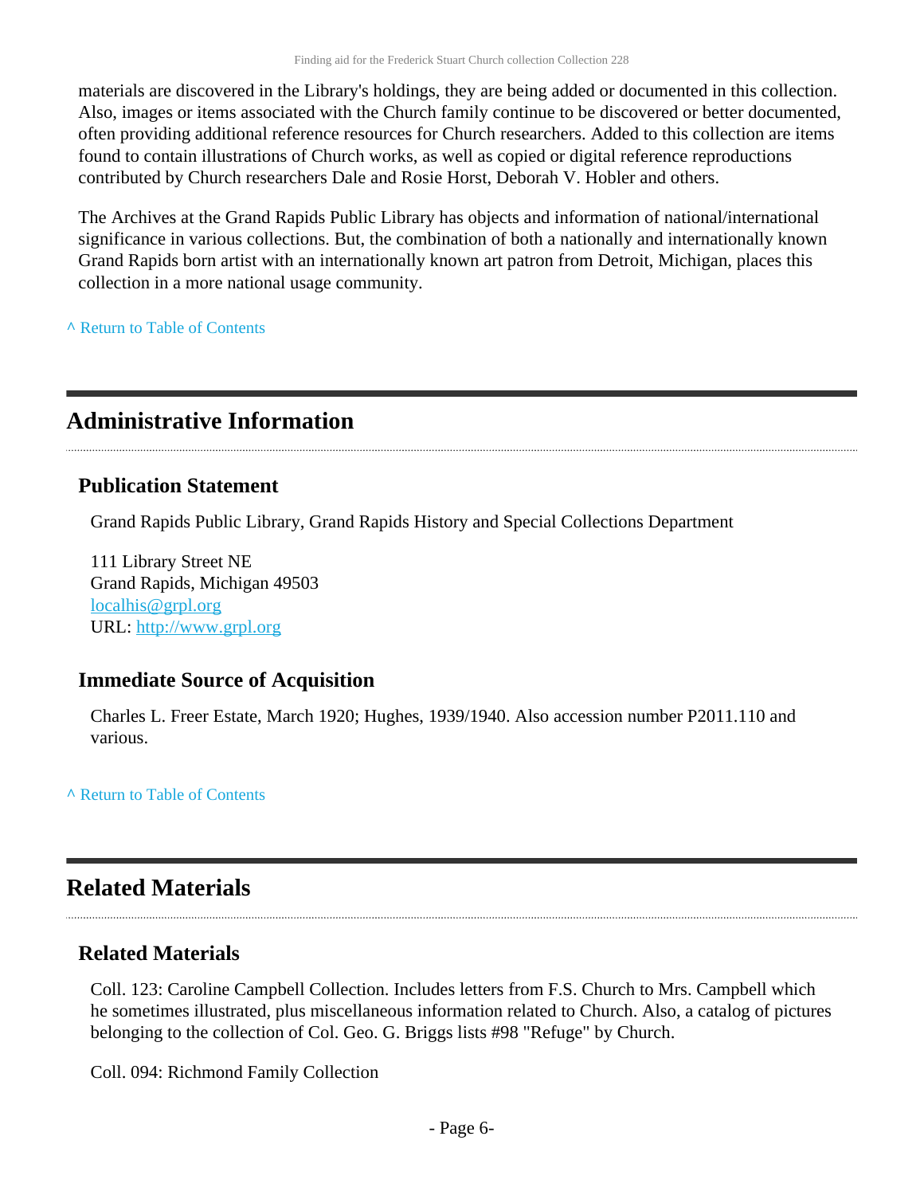materials are discovered in the Library's holdings, they are being added or documented in this collection. Also, images or items associated with the Church family continue to be discovered or better documented, often providing additional reference resources for Church researchers. Added to this collection are items found to contain illustrations of Church works, as well as copied or digital reference reproductions contributed by Church researchers Dale and Rosie Horst, Deborah V. Hobler and others.

The Archives at the Grand Rapids Public Library has objects and information of national/international significance in various collections. But, the combination of both a nationally and internationally known Grand Rapids born artist with an internationally known art patron from Detroit, Michigan, places this collection in a more national usage community.

^ Return to Table of Contents

## Administrative Information

### Publication Statement

Grand Rapids Public Library, Grand Rapids History and Special Collections Department

111 Library Street NE
Grand Rapids, Michigan 49503
localhis@grpl.org
URL: http://www.grpl.org

### Immediate Source of Acquisition

Charles L. Freer Estate, March 1920; Hughes, 1939/1940. Also accession number P2011.110 and various.

^ Return to Table of Contents

## Related Materials

### Related Materials

Coll. 123: Caroline Campbell Collection. Includes letters from F.S. Church to Mrs. Campbell which he sometimes illustrated, plus miscellaneous information related to Church. Also, a catalog of pictures belonging to the collection of Col. Geo. G. Briggs lists #98 "Refuge" by Church.

Coll. 094: Richmond Family Collection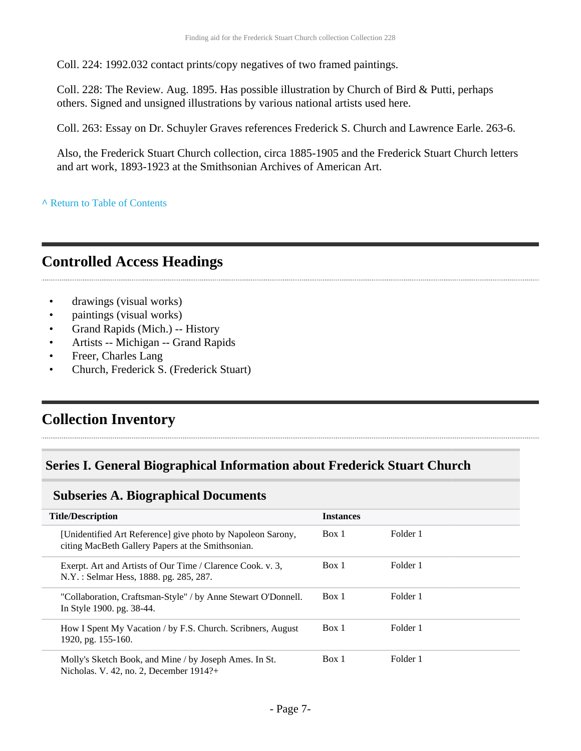Coll. 224: 1992.032 contact prints/copy negatives of two framed paintings.

Coll. 228: The Review. Aug. 1895. Has possible illustration by Church of Bird & Putti, perhaps others. Signed and unsigned illustrations by various national artists used here.

Coll. 263: Essay on Dr. Schuyler Graves references Frederick S. Church and Lawrence Earle. 263-6.

Also, the Frederick Stuart Church collection, circa 1885-1905 and the Frederick Stuart Church letters and art work, 1893-1923 at the Smithsonian Archives of American Art.

^ Return to Table of Contents

## Controlled Access Headings

- drawings (visual works)
- paintings (visual works)
- Grand Rapids (Mich.) -- History
- Artists -- Michigan -- Grand Rapids
- Freer, Charles Lang
- Church, Frederick S. (Frederick Stuart)

## Collection Inventory

### Series I. General Biographical Information about Frederick Stuart Church

#### Subseries A. Biographical Documents

| Title/Description | Instances | |
|---|---|---|
| [Unidentified Art Reference] give photo by Napoleon Sarony, citing MacBeth Gallery Papers at the Smithsonian. | Box 1 | Folder 1 |
| Exerpt. Art and Artists of Our Time / Clarence Cook. v. 3, N.Y. : Selmar Hess, 1888. pg. 285, 287. | Box 1 | Folder 1 |
| "Collaboration, Craftsman-Style" / by Anne Stewart O'Donnell. In Style 1900. pg. 38-44. | Box 1 | Folder 1 |
| How I Spent My Vacation / by F.S. Church. Scribners, August 1920, pg. 155-160. | Box 1 | Folder 1 |
| Molly's Sketch Book, and Mine / by Joseph Ames. In St. Nicholas. V. 42, no. 2, December 1914?+ | Box 1 | Folder 1 |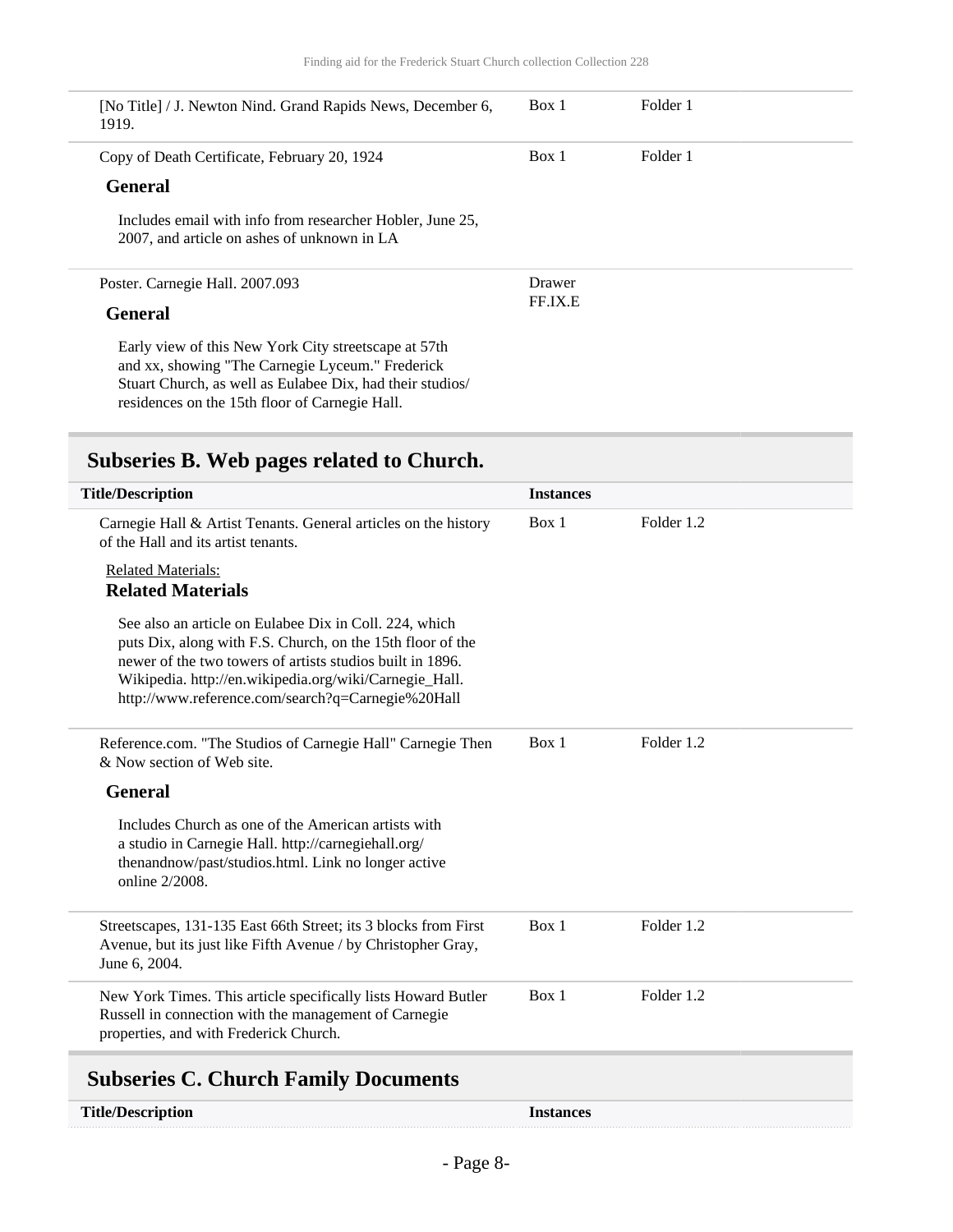| | | |
|---|---|---|
| [No Title] / J. Newton Nind. Grand Rapids News, December 6, 1919. | Box 1 | Folder 1 |
| Copy of Death Certificate, February 20, 1924 | Box 1 | Folder 1 |

**General**

Includes email with info from researcher Hobler, June 25, 2007, and article on ashes of unknown in LA

| | | |
|---|---|---|
| Poster. Carnegie Hall. 2007.093 | Drawer FF.IX.E | |

**General**

Early view of this New York City streetscape at 57th and xx, showing "The Carnegie Lyceum." Frederick Stuart Church, as well as Eulabee Dix, had their studios/ residences on the 15th floor of Carnegie Hall.

## Subseries B. Web pages related to Church.

| Title/Description | Instances | |
|---|---|---|
| Carnegie Hall & Artist Tenants. General articles on the history of the Hall and its artist tenants. | Box 1 | Folder 1.2 |

Related Materials:

**Related Materials**

See also an article on Eulabee Dix in Coll. 224, which puts Dix, along with F.S. Church, on the 15th floor of the newer of the two towers of artists studios built in 1896. Wikipedia. http://en.wikipedia.org/wiki/Carnegie_Hall. http://www.reference.com/search?q=Carnegie%20Hall

| | | |
|---|---|---|
| Reference.com. "The Studios of Carnegie Hall" Carnegie Then & Now section of Web site. | Box 1 | Folder 1.2 |

**General**

Includes Church as one of the American artists with a studio in Carnegie Hall. http://carnegiehall.org/ thenandnow/past/studios.html. Link no longer active online 2/2008.

| | | |
|---|---|---|
| Streetscapes, 131-135 East 66th Street; its 3 blocks from First Avenue, but its just like Fifth Avenue / by Christopher Gray, June 6, 2004. | Box 1 | Folder 1.2 |
| New York Times. This article specifically lists Howard Butler Russell in connection with the management of Carnegie properties, and with Frederick Church. | Box 1 | Folder 1.2 |

## Subseries C. Church Family Documents

| Title/Description | Instances |
|---|---|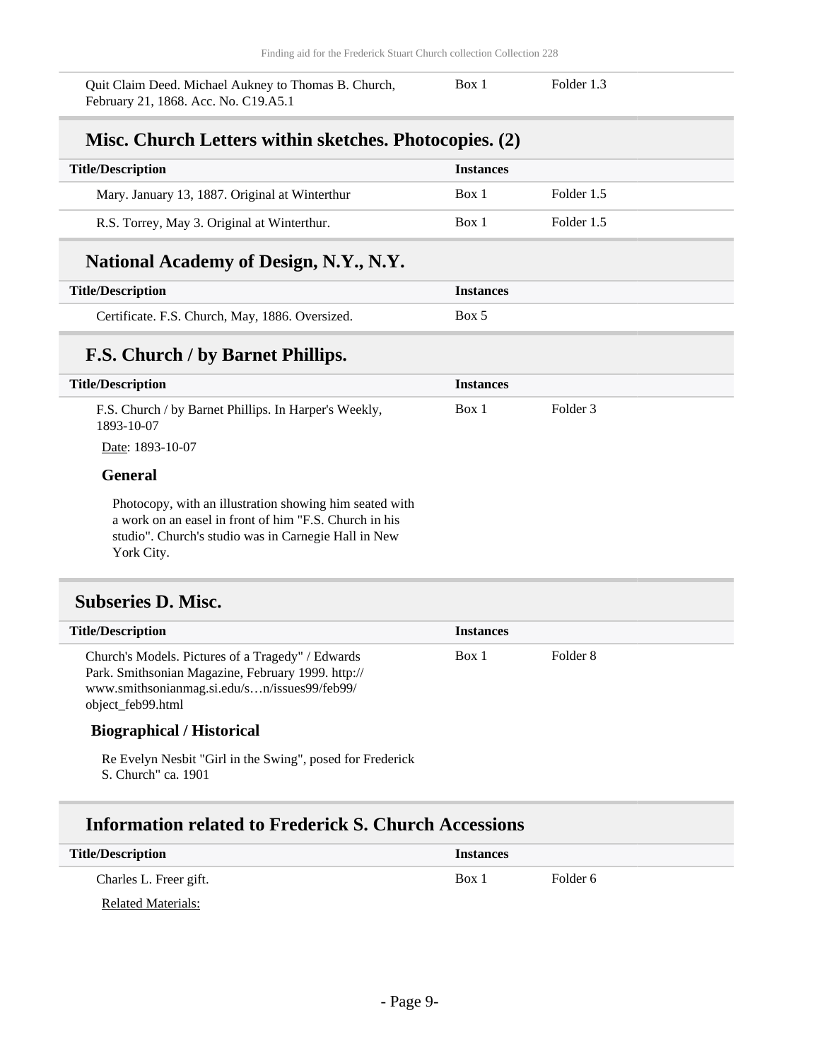| | | |
|---|---|---|
| Quit Claim Deed. Michael Aukney to Thomas B. Church, February 21, 1868. Acc. No. C19.A5.1 | Box 1 | Folder 1.3 |

## Misc. Church Letters within sketches. Photocopies. (2)

| Title/Description | Instances | |
|---|---|---|
| Mary. January 13, 1887. Original at Winterthur | Box 1 | Folder 1.5 |
| R.S. Torrey, May 3. Original at Winterthur. | Box 1 | Folder 1.5 |

## National Academy of Design, N.Y., N.Y.

| Title/Description | Instances | |
|---|---|---|
| Certificate. F.S. Church, May, 1886. Oversized. | Box 5 | |

## F.S. Church / by Barnet Phillips.

| Title/Description | Instances | |
|---|---|---|
| F.S. Church / by Barnet Phillips. In Harper's Weekly, 1893-10-07 | Box 1 | Folder 3 |

Date: 1893-10-07

### General

Photocopy, with an illustration showing him seated with a work on an easel in front of him "F.S. Church in his studio". Church's studio was in Carnegie Hall in New York City.

## Subseries D. Misc.

| Title/Description | Instances | |
|---|---|---|
| Church's Models. Pictures of a Tragedy" / Edwards Park. Smithsonian Magazine, February 1999. http://www.smithsonianmag.si.edu/s…n/issues99/feb99/object_feb99.html | Box 1 | Folder 8 |

### Biographical / Historical

Re Evelyn Nesbit "Girl in the Swing", posed for Frederick S. Church" ca. 1901

## Information related to Frederick S. Church Accessions

| Title/Description | Instances | |
|---|---|---|
| Charles L. Freer gift. | Box 1 | Folder 6 |

Related Materials: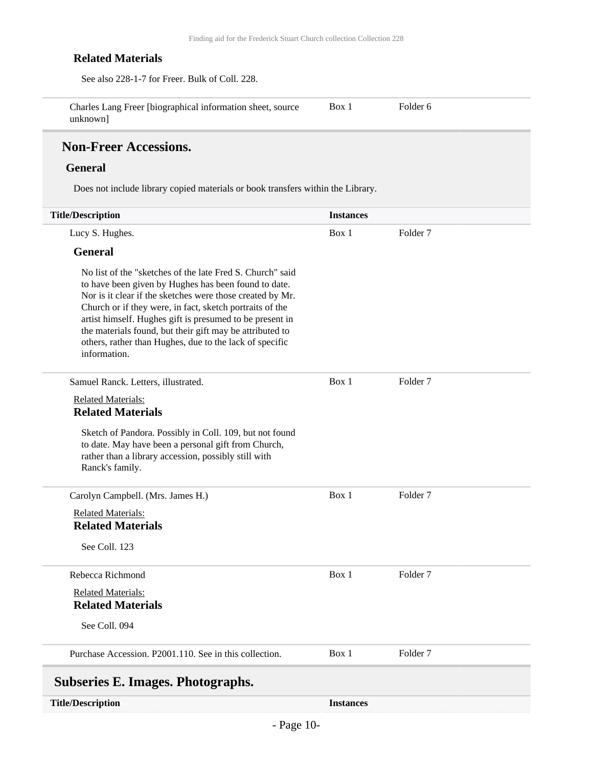#### Related Materials

See also 228-1-7 for Freer. Bulk of Coll. 228.

| | | |
|---|---|---|
| Charles Lang Freer [biographical information sheet, source unknown] | Box 1 | Folder 6 |

## Non-Freer Accessions.

### General

Does not include library copied materials or book transfers within the Library.

| Title/Description | Instances | |
|---|---|---|
| Lucy S. Hughes.<br><br>**General**<br><br>No list of the "sketches of the late Fred S. Church" said to have been given by Hughes has been found to date. Nor is it clear if the sketches were those created by Mr. Church or if they were, in fact, sketch portraits of the artist himself. Hughes gift is presumed to be present in the materials found, but their gift may be attributed to others, rather than Hughes, due to the lack of specific information. | Box 1 | Folder 7 |
| Samuel Ranck. Letters, illustrated.<br><br>Related Materials:<br>**Related Materials**<br><br>Sketch of Pandora. Possibly in Coll. 109, but not found to date. May have been a personal gift from Church, rather than a library accession, possibly still with Ranck's family. | Box 1 | Folder 7 |
| Carolyn Campbell. (Mrs. James H.)<br><br>Related Materials:<br>**Related Materials**<br><br>See Coll. 123 | Box 1 | Folder 7 |
| Rebecca Richmond<br><br>Related Materials:<br>**Related Materials**<br><br>See Coll. 094 | Box 1 | Folder 7 |
| Purchase Accession. P2001.110. See in this collection. | Box 1 | Folder 7 |

## Subseries E. Images. Photographs.

| Title/Description | Instances |
|---|---|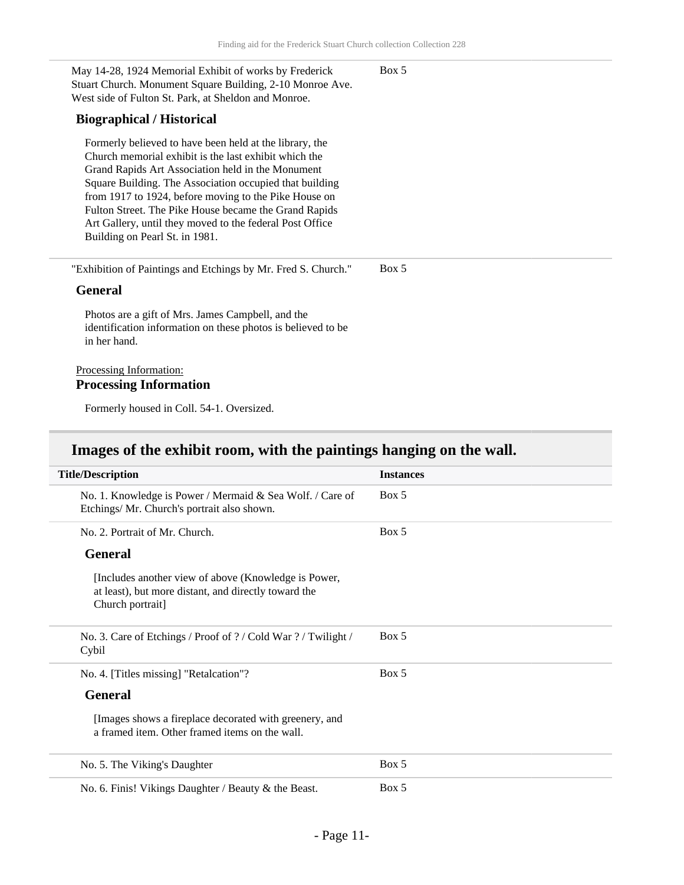| | |
|---|---|
| May 14-28, 1924 Memorial Exhibit of works by Frederick Stuart Church. Monument Square Building, 2-10 Monroe Ave. West side of Fulton St. Park, at Sheldon and Monroe. | Box 5 |

**Biographical / Historical**

Formerly believed to have been held at the library, the Church memorial exhibit is the last exhibit which the Grand Rapids Art Association held in the Monument Square Building. The Association occupied that building from 1917 to 1924, before moving to the Pike House on Fulton Street. The Pike House became the Grand Rapids Art Gallery, until they moved to the federal Post Office Building on Pearl St. in 1981.

| | |
|---|---|
| "Exhibition of Paintings and Etchings by Mr. Fred S. Church." | Box 5 |

**General**

Photos are a gift of Mrs. James Campbell, and the identification information on these photos is believed to be in her hand.

Processing Information:

**Processing Information**

Formerly housed in Coll. 54-1. Oversized.

## Images of the exhibit room, with the paintings hanging on the wall.

| Title/Description | Instances |
|---|---|
| No. 1. Knowledge is Power / Mermaid & Sea Wolf. / Care of Etchings/ Mr. Church's portrait also shown. | Box 5 |
| No. 2. Portrait of Mr. Church. | Box 5 |

**General**

[Includes another view of above (Knowledge is Power, at least), but more distant, and directly toward the Church portrait]

| Title/Description | Instances |
|---|---|
| No. 3. Care of Etchings / Proof of ? / Cold War ? / Twilight / Cybil | Box 5 |
| No. 4. [Titles missing] "Retalcation"? | Box 5 |

**General**

[Images shows a fireplace decorated with greenery, and a framed item. Other framed items on the wall.

| Title/Description | Instances |
|---|---|
| No. 5. The Viking's Daughter | Box 5 |
| No. 6. Finis! Vikings Daughter / Beauty & the Beast. | Box 5 |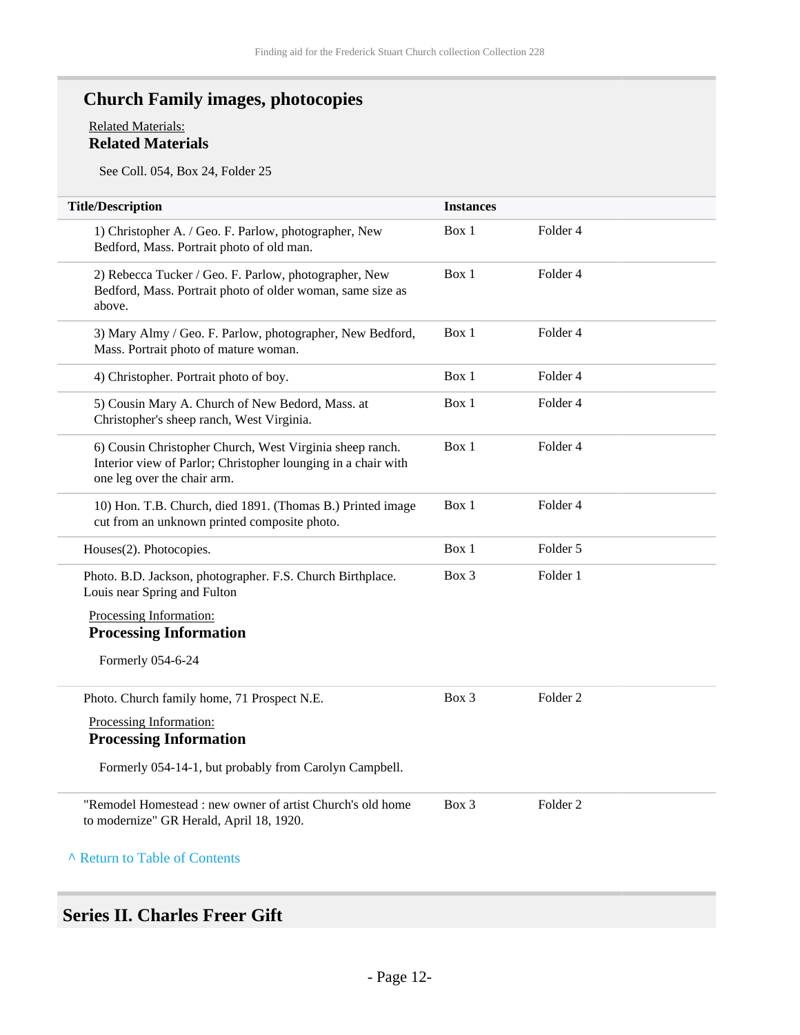## Church Family images, photocopies

Related Materials:

**Related Materials**

See Coll. 054, Box 24, Folder 25

| Title/Description | Instances | |
|---|---|---|
| 1) Christopher A. / Geo. F. Parlow, photographer, New Bedford, Mass. Portrait photo of old man. | Box 1 | Folder 4 |
| 2) Rebecca Tucker / Geo. F. Parlow, photographer, New Bedford, Mass. Portrait photo of older woman, same size as above. | Box 1 | Folder 4 |
| 3) Mary Almy / Geo. F. Parlow, photographer, New Bedford, Mass. Portrait photo of mature woman. | Box 1 | Folder 4 |
| 4) Christopher. Portrait photo of boy. | Box 1 | Folder 4 |
| 5) Cousin Mary A. Church of New Bedord, Mass. at Christopher's sheep ranch, West Virginia. | Box 1 | Folder 4 |
| 6) Cousin Christopher Church, West Virginia sheep ranch. Interior view of Parlor; Christopher lounging in a chair with one leg over the chair arm. | Box 1 | Folder 4 |
| 10) Hon. T.B. Church, died 1891. (Thomas B.) Printed image cut from an unknown printed composite photo. | Box 1 | Folder 4 |
| Houses(2). Photocopies. | Box 1 | Folder 5 |
| Photo. B.D. Jackson, photographer. F.S. Church Birthplace. Louis near Spring and Fulton<br><br>Processing Information:<br>**Processing Information**<br><br>Formerly 054-6-24 | Box 3 | Folder 1 |
| Photo. Church family home, 71 Prospect N.E.<br><br>Processing Information:<br>**Processing Information**<br><br>Formerly 054-14-1, but probably from Carolyn Campbell. | Box 3 | Folder 2 |
| "Remodel Homestead : new owner of artist Church's old home to modernize" GR Herald, April 18, 1920. | Box 3 | Folder 2 |

^ Return to Table of Contents

## Series II. Charles Freer Gift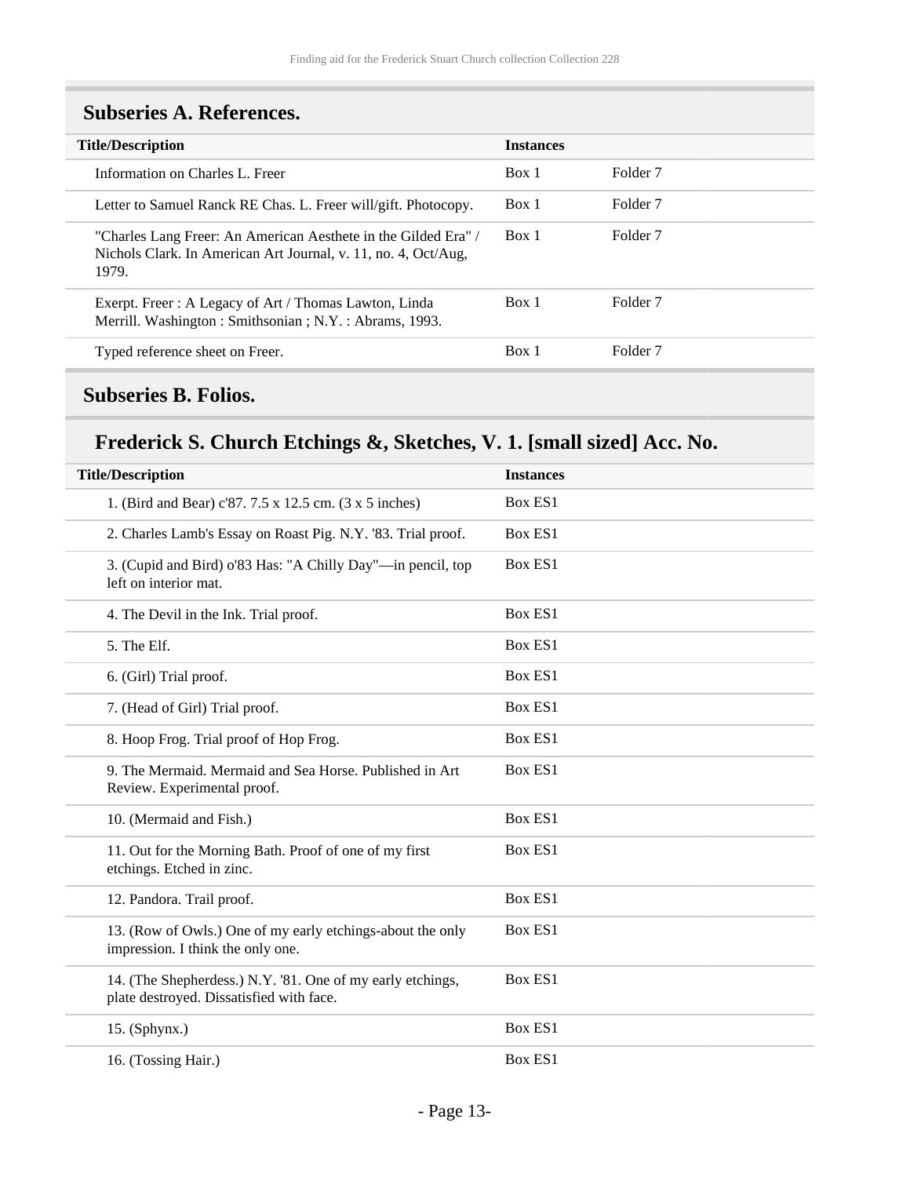## Subseries A. References.

| Title/Description | Instances | |
|---|---|---|
| Information on Charles L. Freer | Box 1 | Folder 7 |
| Letter to Samuel Ranck RE Chas. L. Freer will/gift. Photocopy. | Box 1 | Folder 7 |
| "Charles Lang Freer: An American Aesthete in the Gilded Era" / Nichols Clark. In American Art Journal, v. 11, no. 4, Oct/Aug, 1979. | Box 1 | Folder 7 |
| Exerpt. Freer : A Legacy of Art / Thomas Lawton, Linda Merrill. Washington : Smithsonian ; N.Y. : Abrams, 1993. | Box 1 | Folder 7 |
| Typed reference sheet on Freer. | Box 1 | Folder 7 |

## Subseries B. Folios.

### Frederick S. Church Etchings &, Sketches, V. 1. [small sized] Acc. No.

| Title/Description | Instances |
|---|---|
| 1. (Bird and Bear) c'87. 7.5 x 12.5 cm. (3 x 5 inches) | Box ES1 |
| 2. Charles Lamb's Essay on Roast Pig. N.Y. '83. Trial proof. | Box ES1 |
| 3. (Cupid and Bird) o'83 Has: "A Chilly Day"—in pencil, top left on interior mat. | Box ES1 |
| 4. The Devil in the Ink. Trial proof. | Box ES1 |
| 5. The Elf. | Box ES1 |
| 6. (Girl) Trial proof. | Box ES1 |
| 7. (Head of Girl) Trial proof. | Box ES1 |
| 8. Hoop Frog. Trial proof of Hop Frog. | Box ES1 |
| 9. The Mermaid. Mermaid and Sea Horse. Published in Art Review. Experimental proof. | Box ES1 |
| 10. (Mermaid and Fish.) | Box ES1 |
| 11. Out for the Morning Bath. Proof of one of my first etchings. Etched in zinc. | Box ES1 |
| 12. Pandora. Trail proof. | Box ES1 |
| 13. (Row of Owls.) One of my early etchings-about the only impression. I think the only one. | Box ES1 |
| 14. (The Shepherdess.) N.Y. '81. One of my early etchings, plate destroyed. Dissatisfied with face. | Box ES1 |
| 15. (Sphynx.) | Box ES1 |
| 16. (Tossing Hair.) | Box ES1 |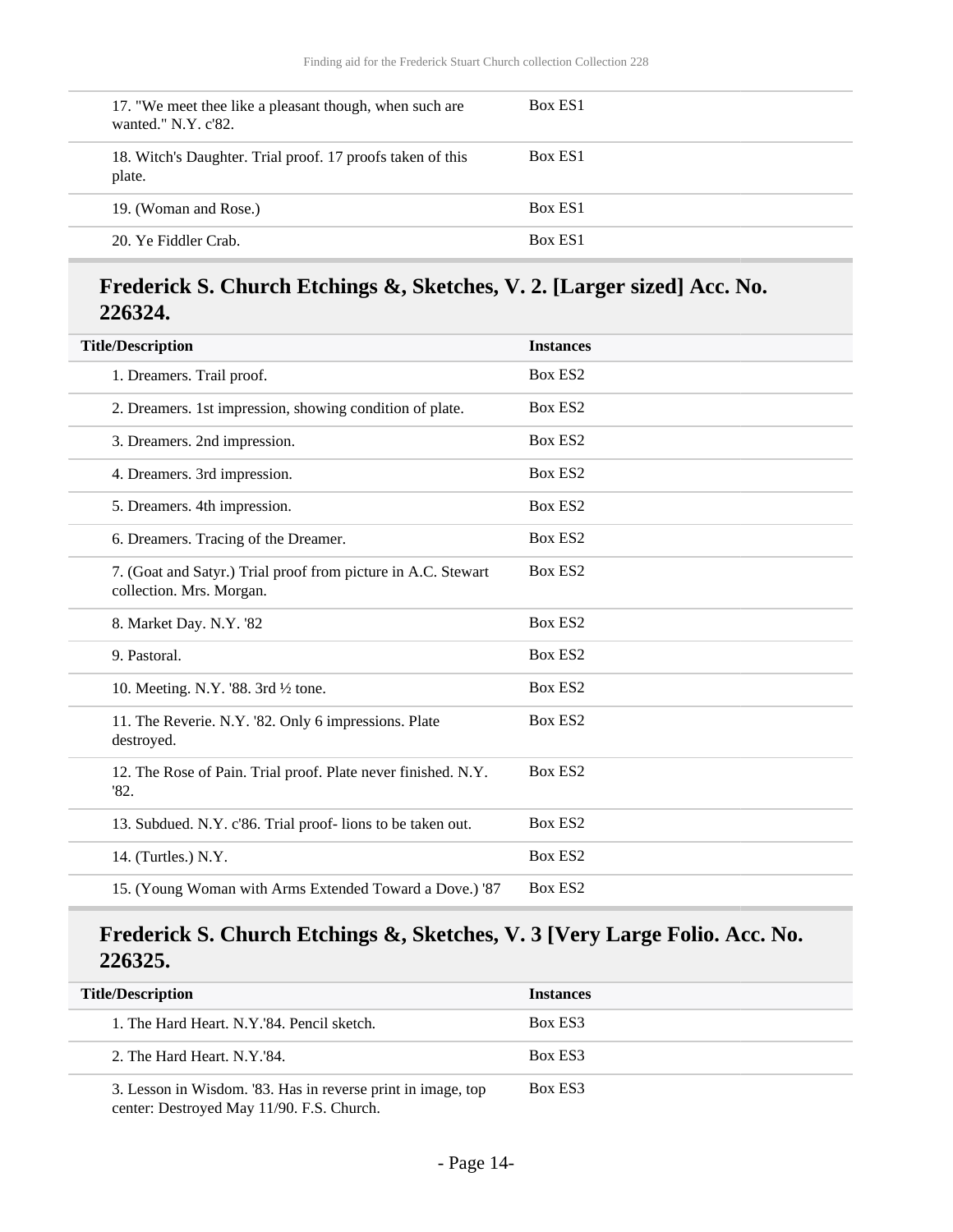| Title/Description | Instances |
|---|---|
| 17. "We meet thee like a pleasant though, when such are wanted." N.Y. c'82. | Box ES1 |
| 18. Witch's Daughter. Trial proof. 17 proofs taken of this plate. | Box ES1 |
| 19. (Woman and Rose.) | Box ES1 |
| 20. Ye Fiddler Crab. | Box ES1 |

## Frederick S. Church Etchings &, Sketches, V. 2. [Larger sized] Acc. No. 226324.

| Title/Description | Instances |
|---|---|
| 1. Dreamers. Trail proof. | Box ES2 |
| 2. Dreamers. 1st impression, showing condition of plate. | Box ES2 |
| 3. Dreamers. 2nd impression. | Box ES2 |
| 4. Dreamers. 3rd impression. | Box ES2 |
| 5. Dreamers. 4th impression. | Box ES2 |
| 6. Dreamers. Tracing of the Dreamer. | Box ES2 |
| 7. (Goat and Satyr.) Trial proof from picture in A.C. Stewart collection. Mrs. Morgan. | Box ES2 |
| 8. Market Day. N.Y. '82 | Box ES2 |
| 9. Pastoral. | Box ES2 |
| 10. Meeting. N.Y. '88. 3rd ½ tone. | Box ES2 |
| 11. The Reverie. N.Y. '82. Only 6 impressions. Plate destroyed. | Box ES2 |
| 12. The Rose of Pain. Trial proof. Plate never finished. N.Y. '82. | Box ES2 |
| 13. Subdued. N.Y. c'86. Trial proof- lions to be taken out. | Box ES2 |
| 14. (Turtles.) N.Y. | Box ES2 |
| 15. (Young Woman with Arms Extended Toward a Dove.) '87 | Box ES2 |

## Frederick S. Church Etchings &, Sketches, V. 3 [Very Large Folio. Acc. No. 226325.

| Title/Description | Instances |
|---|---|
| 1. The Hard Heart. N.Y.'84. Pencil sketch. | Box ES3 |
| 2. The Hard Heart. N.Y.'84. | Box ES3 |
| 3. Lesson in Wisdom. '83. Has in reverse print in image, top center: Destroyed May 11/90. F.S. Church. | Box ES3 |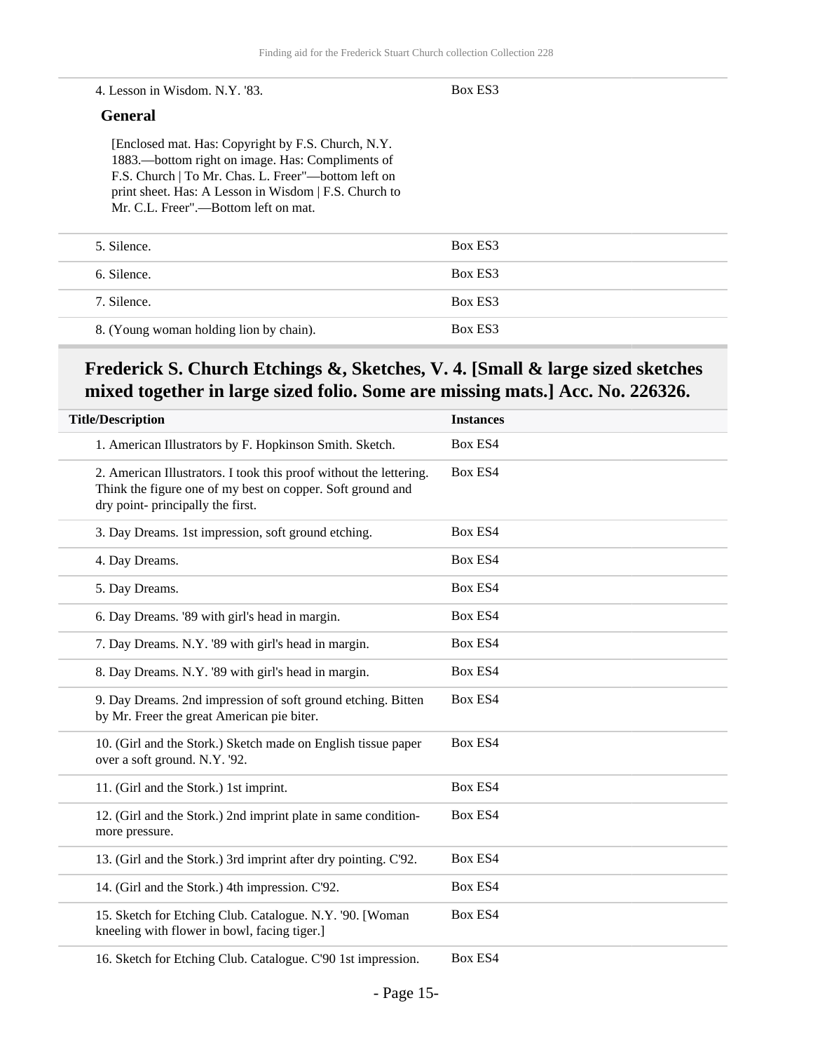| | |
|---|---|
| 4. Lesson in Wisdom. N.Y. '83. | Box ES3 |

**General**

[Enclosed mat. Has: Copyright by F.S. Church, N.Y. 1883.—bottom right on image. Has: Compliments of F.S. Church | To Mr. Chas. L. Freer"—bottom left on print sheet. Has: A Lesson in Wisdom | F.S. Church to Mr. C.L. Freer".—Bottom left on mat.

| | |
|---|---|
| 5. Silence. | Box ES3 |
| 6. Silence. | Box ES3 |
| 7. Silence. | Box ES3 |
| 8. (Young woman holding lion by chain). | Box ES3 |

## Frederick S. Church Etchings &, Sketches, V. 4. [Small & large sized sketches mixed together in large sized folio. Some are missing mats.] Acc. No. 226326.

| Title/Description | Instances |
|---|---|
| 1. American Illustrators by F. Hopkinson Smith. Sketch. | Box ES4 |
| 2. American Illustrators. I took this proof without the lettering. Think the figure one of my best on copper. Soft ground and dry point- principally the first. | Box ES4 |
| 3. Day Dreams. 1st impression, soft ground etching. | Box ES4 |
| 4. Day Dreams. | Box ES4 |
| 5. Day Dreams. | Box ES4 |
| 6. Day Dreams. '89 with girl's head in margin. | Box ES4 |
| 7. Day Dreams. N.Y. '89 with girl's head in margin. | Box ES4 |
| 8. Day Dreams. N.Y. '89 with girl's head in margin. | Box ES4 |
| 9. Day Dreams. 2nd impression of soft ground etching. Bitten by Mr. Freer the great American pie biter. | Box ES4 |
| 10. (Girl and the Stork.) Sketch made on English tissue paper over a soft ground. N.Y. '92. | Box ES4 |
| 11. (Girl and the Stork.) 1st imprint. | Box ES4 |
| 12. (Girl and the Stork.) 2nd imprint plate in same condition- more pressure. | Box ES4 |
| 13. (Girl and the Stork.) 3rd imprint after dry pointing. C'92. | Box ES4 |
| 14. (Girl and the Stork.) 4th impression. C'92. | Box ES4 |
| 15. Sketch for Etching Club. Catalogue. N.Y. '90. [Woman kneeling with flower in bowl, facing tiger.] | Box ES4 |
| 16. Sketch for Etching Club. Catalogue. C'90 1st impression. | Box ES4 |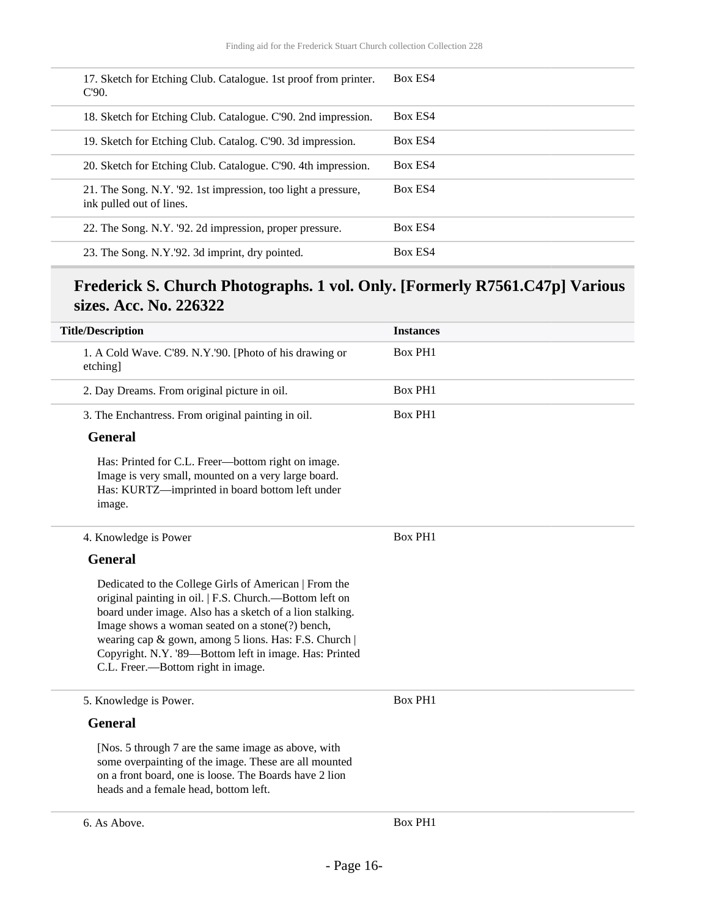| | |
|---|---|
| 17. Sketch for Etching Club. Catalogue. 1st proof from printer. C'90. | Box ES4 |
| 18. Sketch for Etching Club. Catalogue. C'90. 2nd impression. | Box ES4 |
| 19. Sketch for Etching Club. Catalog. C'90. 3d impression. | Box ES4 |
| 20. Sketch for Etching Club. Catalogue. C'90. 4th impression. | Box ES4 |
| 21. The Song. N.Y. '92. 1st impression, too light a pressure, ink pulled out of lines. | Box ES4 |
| 22. The Song. N.Y. '92. 2d impression, proper pressure. | Box ES4 |
| 23. The Song. N.Y.'92. 3d imprint, dry pointed. | Box ES4 |

## Frederick S. Church Photographs. 1 vol. Only. [Formerly R7561.C47p] Various sizes. Acc. No. 226322

| Title/Description | Instances |
|---|---|
| 1. A Cold Wave. C'89. N.Y.'90. [Photo of his drawing or etching] | Box PH1 |
| 2. Day Dreams. From original picture in oil. | Box PH1 |
| 3. The Enchantress. From original painting in oil. | Box PH1 |

**General**

Has: Printed for C.L. Freer—bottom right on image. Image is very small, mounted on a very large board. Has: KURTZ—imprinted in board bottom left under image.

| | |
|---|---|
| 4. Knowledge is Power | Box PH1 |

**General**

Dedicated to the College Girls of American | From the original painting in oil. | F.S. Church.—Bottom left on board under image. Also has a sketch of a lion stalking. Image shows a woman seated on a stone(?) bench, wearing cap & gown, among 5 lions. Has: F.S. Church | Copyright. N.Y. '89—Bottom left in image. Has: Printed C.L. Freer.—Bottom right in image.

| | |
|---|---|
| 5. Knowledge is Power. | Box PH1 |

**General**

[Nos. 5 through 7 are the same image as above, with some overpainting of the image. These are all mounted on a front board, one is loose. The Boards have 2 lion heads and a female head, bottom left.

| | |
|---|---|
| 6. As Above. | Box PH1 |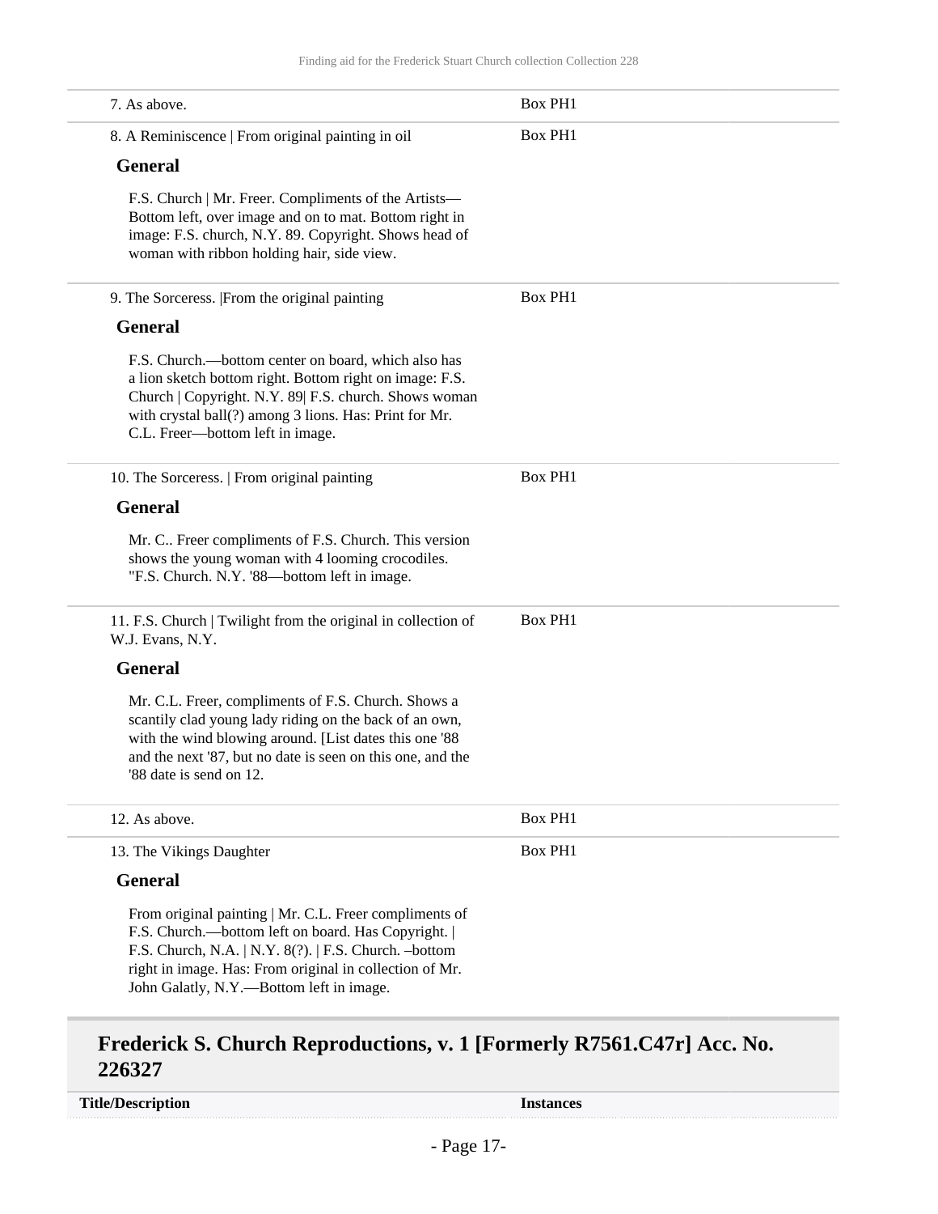| | |
|---|---|
| 7. As above. | Box PH1 |
| 8. A Reminiscence \| From original painting in oil | Box PH1 |

**General**

F.S. Church | Mr. Freer. Compliments of the Artists—Bottom left, over image and on to mat. Bottom right in image: F.S. church, N.Y. 89. Copyright. Shows head of woman with ribbon holding hair, side view.

| | |
|---|---|
| 9. The Sorceress. \|From the original painting | Box PH1 |

**General**

F.S. Church.—bottom center on board, which also has a lion sketch bottom right. Bottom right on image: F.S. Church | Copyright. N.Y. 89| F.S. church. Shows woman with crystal ball(?) among 3 lions. Has: Print for Mr. C.L. Freer—bottom left in image.

| | |
|---|---|
| 10. The Sorceress. \| From original painting | Box PH1 |

**General**

Mr. C.. Freer compliments of F.S. Church. This version shows the young woman with 4 looming crocodiles. "F.S. Church. N.Y. '88—bottom left in image.

| | |
|---|---|
| 11. F.S. Church \| Twilight from the original in collection of W.J. Evans, N.Y. | Box PH1 |

**General**

Mr. C.L. Freer, compliments of F.S. Church. Shows a scantily clad young lady riding on the back of an own, with the wind blowing around. [List dates this one '88 and the next '87, but no date is seen on this one, and the '88 date is send on 12.

| | |
|---|---|
| 12. As above. | Box PH1 |
| 13. The Vikings Daughter | Box PH1 |

**General**

From original painting | Mr. C.L. Freer compliments of F.S. Church.—bottom left on board. Has Copyright. | F.S. Church, N.A. | N.Y. 8(?). | F.S. Church. –bottom right in image. Has: From original in collection of Mr. John Galatly, N.Y.—Bottom left in image.

## Frederick S. Church Reproductions, v. 1 [Formerly R7561.C47r] Acc. No. 226327

| Title/Description | Instances |
|---|---|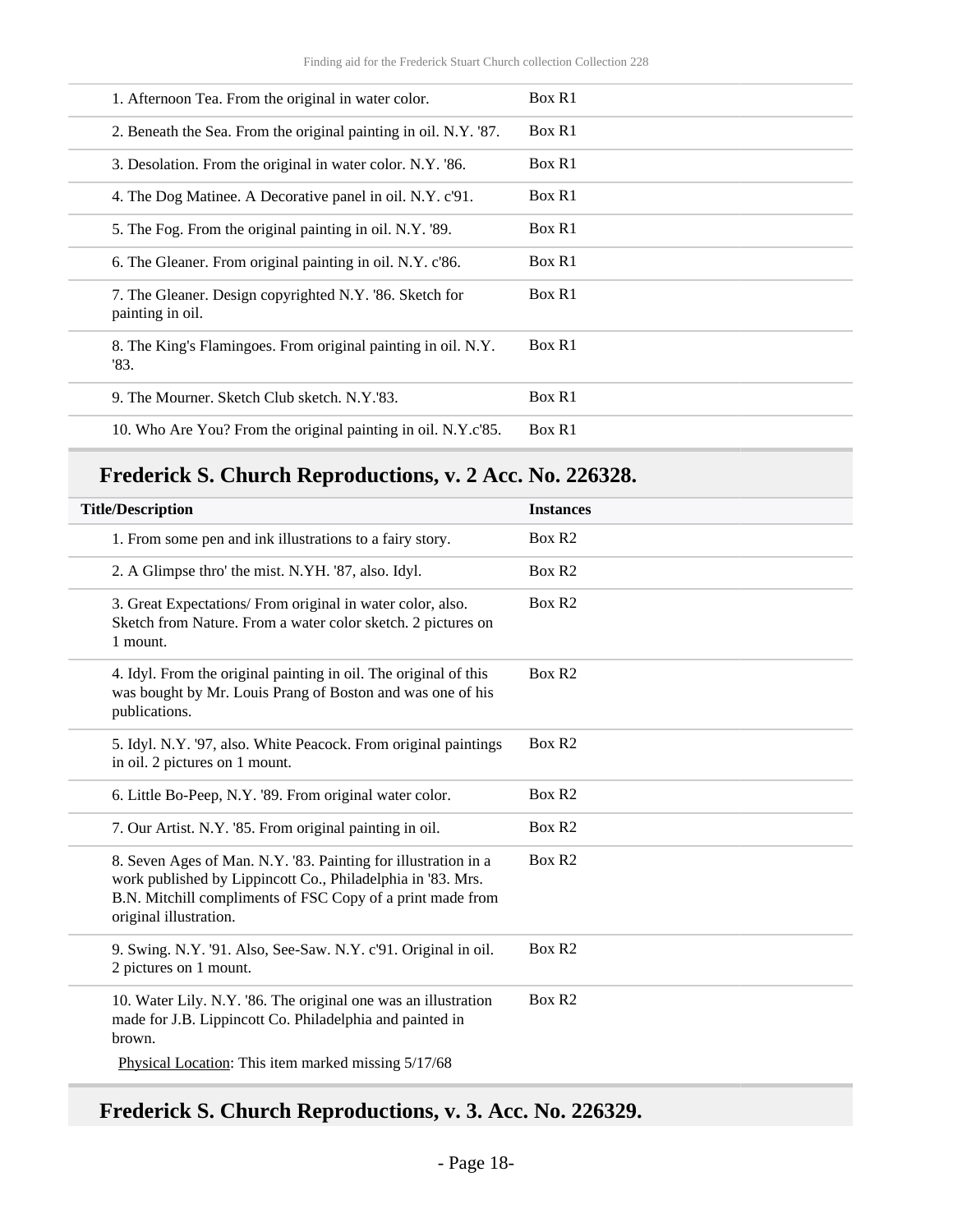| | |
|---|---|
| 1. Afternoon Tea. From the original in water color. | Box R1 |
| 2. Beneath the Sea. From the original painting in oil. N.Y. '87. | Box R1 |
| 3. Desolation. From the original in water color. N.Y. '86. | Box R1 |
| 4. The Dog Matinee. A Decorative panel in oil. N.Y. c'91. | Box R1 |
| 5. The Fog. From the original painting in oil. N.Y. '89. | Box R1 |
| 6. The Gleaner. From original painting in oil. N.Y. c'86. | Box R1 |
| 7. The Gleaner. Design copyrighted N.Y. '86. Sketch for painting in oil. | Box R1 |
| 8. The King's Flamingoes. From original painting in oil. N.Y. '83. | Box R1 |
| 9. The Mourner. Sketch Club sketch. N.Y.'83. | Box R1 |
| 10. Who Are You? From the original painting in oil. N.Y.c'85. | Box R1 |

## Frederick S. Church Reproductions, v. 2 Acc. No. 226328.

| Title/Description | Instances |
|---|---|
| 1. From some pen and ink illustrations to a fairy story. | Box R2 |
| 2. A Glimpse thro' the mist. N.YH. '87, also. Idyl. | Box R2 |
| 3. Great Expectations/ From original in water color, also. Sketch from Nature. From a water color sketch. 2 pictures on 1 mount. | Box R2 |
| 4. Idyl. From the original painting in oil. The original of this was bought by Mr. Louis Prang of Boston and was one of his publications. | Box R2 |
| 5. Idyl. N.Y. '97, also. White Peacock. From original paintings in oil. 2 pictures on 1 mount. | Box R2 |
| 6. Little Bo-Peep, N.Y. '89. From original water color. | Box R2 |
| 7. Our Artist. N.Y. '85. From original painting in oil. | Box R2 |
| 8. Seven Ages of Man. N.Y. '83. Painting for illustration in a work published by Lippincott Co., Philadelphia in '83. Mrs. B.N. Mitchill compliments of FSC Copy of a print made from original illustration. | Box R2 |
| 9. Swing. N.Y. '91. Also, See-Saw. N.Y. c'91. Original in oil. 2 pictures on 1 mount. | Box R2 |
| 10. Water Lily. N.Y. '86. The original one was an illustration made for J.B. Lippincott Co. Philadelphia and painted in brown.<br>Physical Location: This item marked missing 5/17/68 | Box R2 |

## Frederick S. Church Reproductions, v. 3. Acc. No. 226329.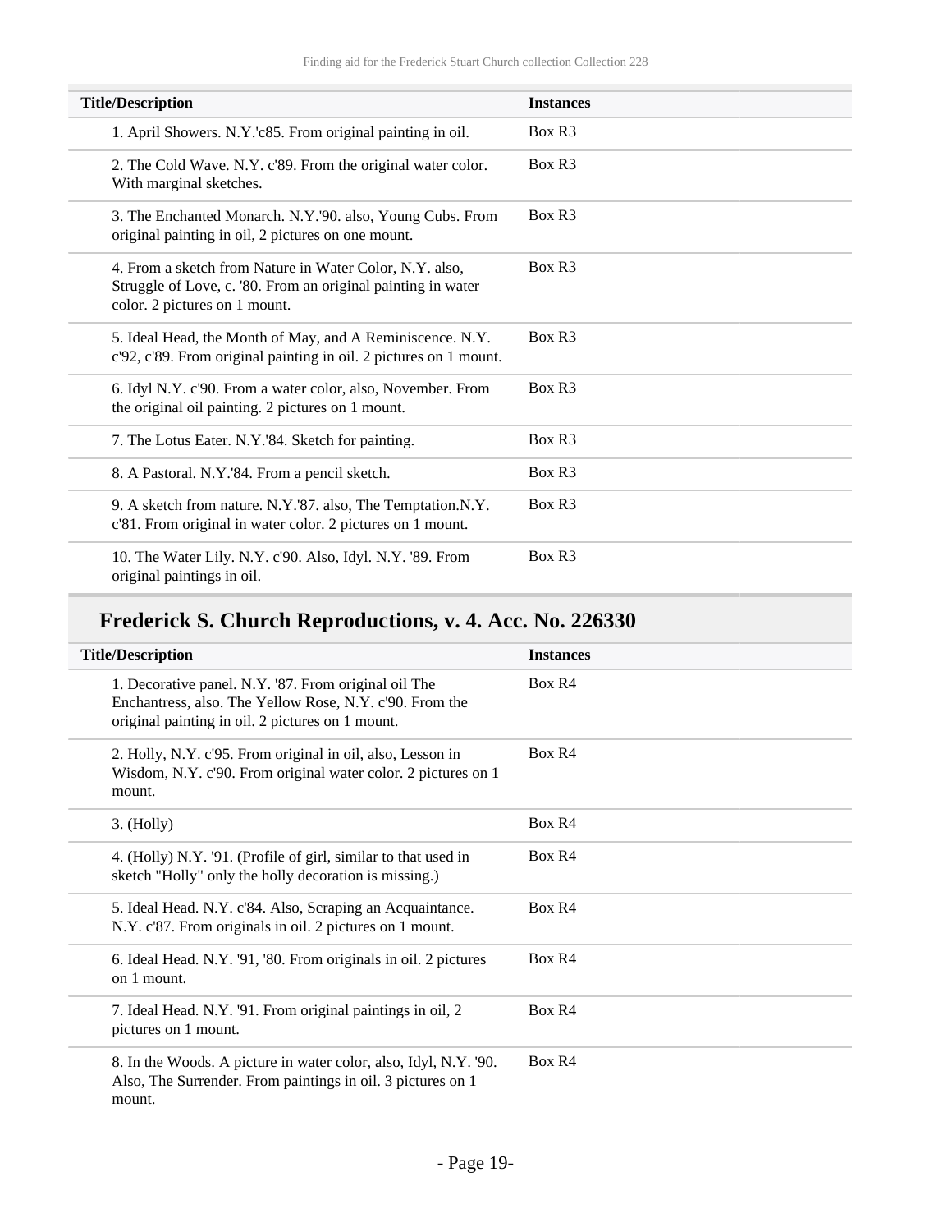| Title/Description | Instances |
| --- | --- |
| 1. April Showers. N.Y.'c85. From original painting in oil. | Box R3 |
| 2. The Cold Wave. N.Y. c'89. From the original water color. With marginal sketches. | Box R3 |
| 3. The Enchanted Monarch. N.Y.'90. also, Young Cubs. From original painting in oil, 2 pictures on one mount. | Box R3 |
| 4. From a sketch from Nature in Water Color, N.Y. also, Struggle of Love, c. '80. From an original painting in water color. 2 pictures on 1 mount. | Box R3 |
| 5. Ideal Head, the Month of May, and A Reminiscence. N.Y. c'92, c'89. From original painting in oil. 2 pictures on 1 mount. | Box R3 |
| 6. Idyl N.Y. c'90. From a water color, also, November. From the original oil painting. 2 pictures on 1 mount. | Box R3 |
| 7. The Lotus Eater. N.Y.'84. Sketch for painting. | Box R3 |
| 8. A Pastoral. N.Y.'84. From a pencil sketch. | Box R3 |
| 9. A sketch from nature. N.Y.'87. also, The Temptation.N.Y. c'81. From original in water color. 2 pictures on 1 mount. | Box R3 |
| 10. The Water Lily. N.Y. c'90. Also, Idyl. N.Y. '89. From original paintings in oil. | Box R3 |

## Frederick S. Church Reproductions, v. 4. Acc. No. 226330

| Title/Description | Instances |
| --- | --- |
| 1. Decorative panel. N.Y. '87. From original oil The Enchantress, also. The Yellow Rose, N.Y. c'90. From the original painting in oil. 2 pictures on 1 mount. | Box R4 |
| 2. Holly, N.Y. c'95. From original in oil, also, Lesson in Wisdom, N.Y. c'90. From original water color. 2 pictures on 1 mount. | Box R4 |
| 3. (Holly) | Box R4 |
| 4. (Holly) N.Y. '91. (Profile of girl, similar to that used in sketch "Holly" only the holly decoration is missing.) | Box R4 |
| 5. Ideal Head. N.Y. c'84. Also, Scraping an Acquaintance. N.Y. c'87. From originals in oil. 2 pictures on 1 mount. | Box R4 |
| 6. Ideal Head. N.Y. '91, '80. From originals in oil. 2 pictures on 1 mount. | Box R4 |
| 7. Ideal Head. N.Y. '91. From original paintings in oil, 2 pictures on 1 mount. | Box R4 |
| 8. In the Woods. A picture in water color, also, Idyl, N.Y. '90. Also, The Surrender. From paintings in oil. 3 pictures on 1 mount. | Box R4 |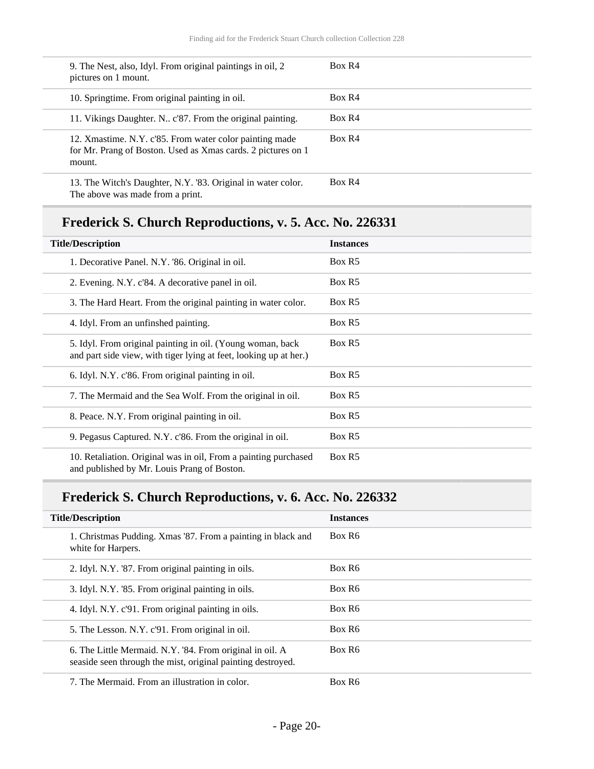| Title/Description | Instances |
|---|---|
| 9. The Nest, also, Idyl. From original paintings in oil, 2 pictures on 1 mount. | Box R4 |
| 10. Springtime. From original painting in oil. | Box R4 |
| 11. Vikings Daughter. N.. c'87. From the original painting. | Box R4 |
| 12. Xmastime. N.Y. c'85. From water color painting made for Mr. Prang of Boston. Used as Xmas cards. 2 pictures on 1 mount. | Box R4 |
| 13. The Witch's Daughter, N.Y. '83. Original in water color. The above was made from a print. | Box R4 |

## Frederick S. Church Reproductions, v. 5. Acc. No. 226331

| Title/Description | Instances |
|---|---|
| 1. Decorative Panel. N.Y. '86. Original in oil. | Box R5 |
| 2. Evening. N.Y. c'84. A decorative panel in oil. | Box R5 |
| 3. The Hard Heart. From the original painting in water color. | Box R5 |
| 4. Idyl. From an unfinshed painting. | Box R5 |
| 5. Idyl. From original painting in oil. (Young woman, back and part side view, with tiger lying at feet, looking up at her.) | Box R5 |
| 6. Idyl. N.Y. c'86. From original painting in oil. | Box R5 |
| 7. The Mermaid and the Sea Wolf. From the original in oil. | Box R5 |
| 8. Peace. N.Y. From original painting in oil. | Box R5 |
| 9. Pegasus Captured. N.Y. c'86. From the original in oil. | Box R5 |
| 10. Retaliation. Original was in oil, From a painting purchased and published by Mr. Louis Prang of Boston. | Box R5 |

## Frederick S. Church Reproductions, v. 6. Acc. No. 226332

| Title/Description | Instances |
|---|---|
| 1. Christmas Pudding. Xmas '87. From a painting in black and white for Harpers. | Box R6 |
| 2. Idyl. N.Y. '87. From original painting in oils. | Box R6 |
| 3. Idyl. N.Y. '85. From original painting in oils. | Box R6 |
| 4. Idyl. N.Y. c'91. From original painting in oils. | Box R6 |
| 5. The Lesson. N.Y. c'91. From original in oil. | Box R6 |
| 6. The Little Mermaid. N.Y. '84. From original in oil. A seaside seen through the mist, original painting destroyed. | Box R6 |
| 7. The Mermaid. From an illustration in color. | Box R6 |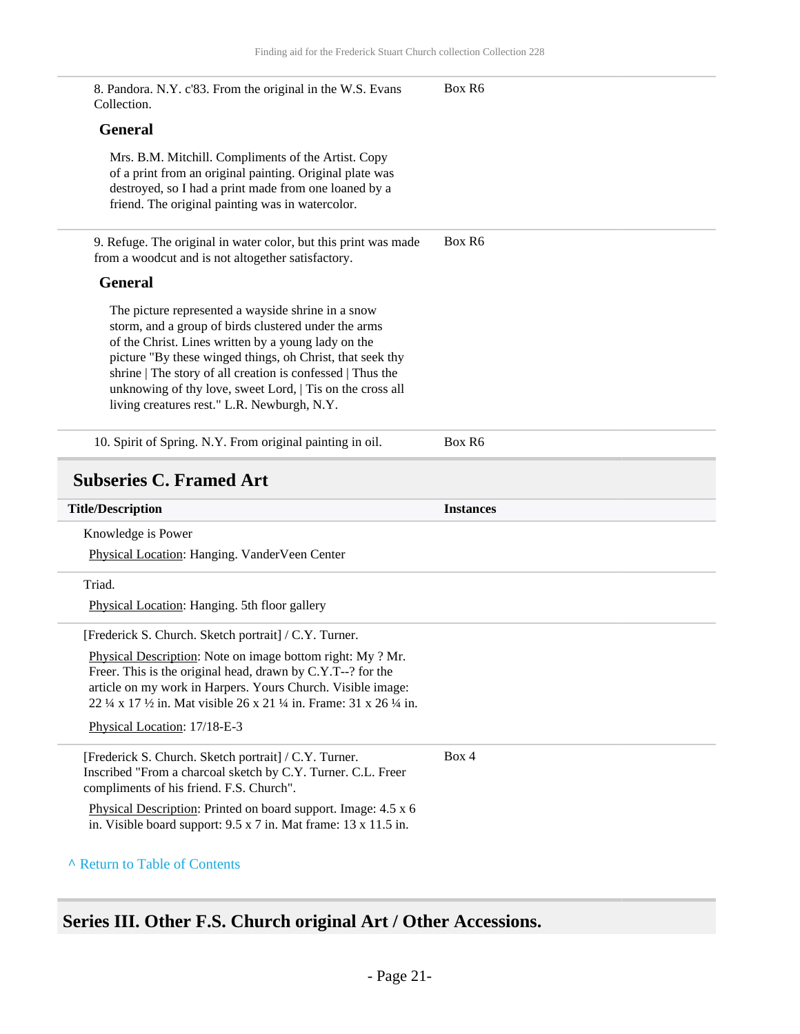| | |
|---|---|
| 8. Pandora. N.Y. c'83. From the original in the W.S. Evans Collection. | Box R6 |

**General**

Mrs. B.M. Mitchill. Compliments of the Artist. Copy of a print from an original painting. Original plate was destroyed, so I had a print made from one loaned by a friend. The original painting was in watercolor.

| | |
|---|---|
| 9. Refuge. The original in water color, but this print was made from a woodcut and is not altogether satisfactory. | Box R6 |

**General**

The picture represented a wayside shrine in a snow storm, and a group of birds clustered under the arms of the Christ. Lines written by a young lady on the picture "By these winged things, oh Christ, that seek thy shrine | The story of all creation is confessed | Thus the unknowing of thy love, sweet Lord, | Tis on the cross all living creatures rest." L.R. Newburgh, N.Y.

| | |
|---|---|
| 10. Spirit of Spring. N.Y. From original painting in oil. | Box R6 |

## Subseries C. Framed Art

| Title/Description | Instances |
|---|---|
| Knowledge is Power<br>Physical Location: Hanging. VanderVeen Center | |
| Triad.<br>Physical Location: Hanging. 5th floor gallery | |
| [Frederick S. Church. Sketch portrait] / C.Y. Turner.<br>Physical Description: Note on image bottom right: My ? Mr. Freer. This is the original head, drawn by C.Y.T--? for the article on my work in Harpers. Yours Church. Visible image: 22 ¼ x 17 ½ in. Mat visible 26 x 21 ¼ in. Frame: 31 x 26 ¼ in.<br>Physical Location: 17/18-E-3 | |
| [Frederick S. Church. Sketch portrait] / C.Y. Turner. Inscribed "From a charcoal sketch by C.Y. Turner. C.L. Freer compliments of his friend. F.S. Church".<br>Physical Description: Printed on board support. Image: 4.5 x 6 in. Visible board support: 9.5 x 7 in. Mat frame: 13 x 11.5 in. | Box 4 |

^ Return to Table of Contents

## Series III. Other F.S. Church original Art / Other Accessions.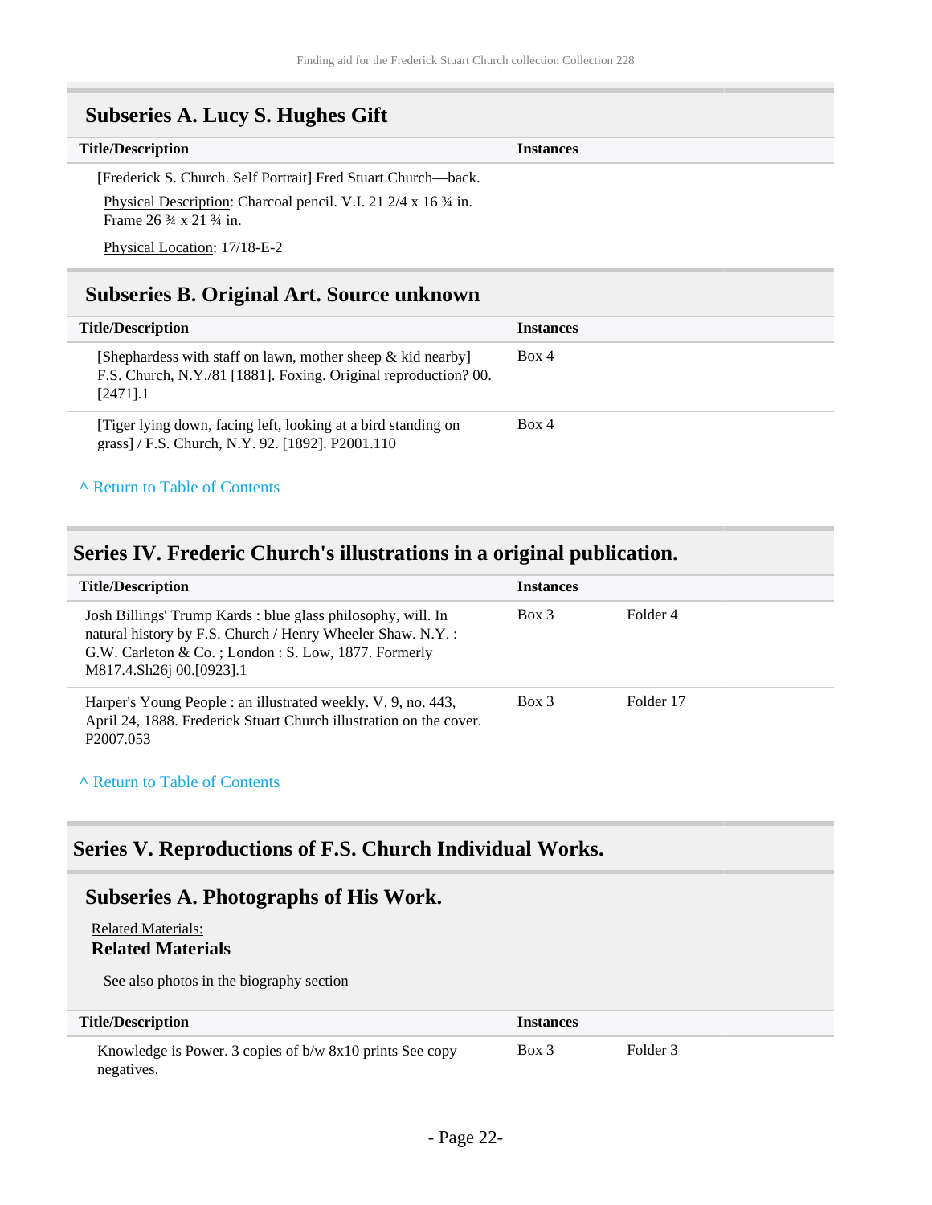## Subseries A. Lucy S. Hughes Gift

| Title/Description | Instances |
| --- | --- |
| [Frederick S. Church. Self Portrait] Fred Stuart Church—back.<br>Physical Description: Charcoal pencil. V.I. 21 2/4 x 16 ¾ in. Frame 26 ¾ x 21 ¾ in.<br>Physical Location: 17/18-E-2 | |

## Subseries B. Original Art. Source unknown

| Title/Description | Instances |
| --- | --- |
| [Shephardess with staff on lawn, mother sheep & kid nearby] F.S. Church, N.Y./81 [1881]. Foxing. Original reproduction? 00.[2471].1 | Box 4 |
| [Tiger lying down, facing left, looking at a bird standing on grass] / F.S. Church, N.Y. 92. [1892]. P2001.110 | Box 4 |

^ Return to Table of Contents

# Series IV. Frederic Church's illustrations in a original publication.

| Title/Description | Instances | |
| --- | --- | --- |
| Josh Billings' Trump Kards : blue glass philosophy, will. In natural history by F.S. Church / Henry Wheeler Shaw. N.Y. : G.W. Carleton & Co. ; London : S. Low, 1877. Formerly M817.4.Sh26j 00.[0923].1 | Box 3 | Folder 4 |
| Harper's Young People : an illustrated weekly. V. 9, no. 443, April 24, 1888. Frederick Stuart Church illustration on the cover. P2007.053 | Box 3 | Folder 17 |

^ Return to Table of Contents

# Series V. Reproductions of F.S. Church Individual Works.

## Subseries A. Photographs of His Work.

Related Materials:

**Related Materials**

See also photos in the biography section

| Title/Description | Instances | |
| --- | --- | --- |
| Knowledge is Power. 3 copies of b/w 8x10 prints See copy negatives. | Box 3 | Folder 3 |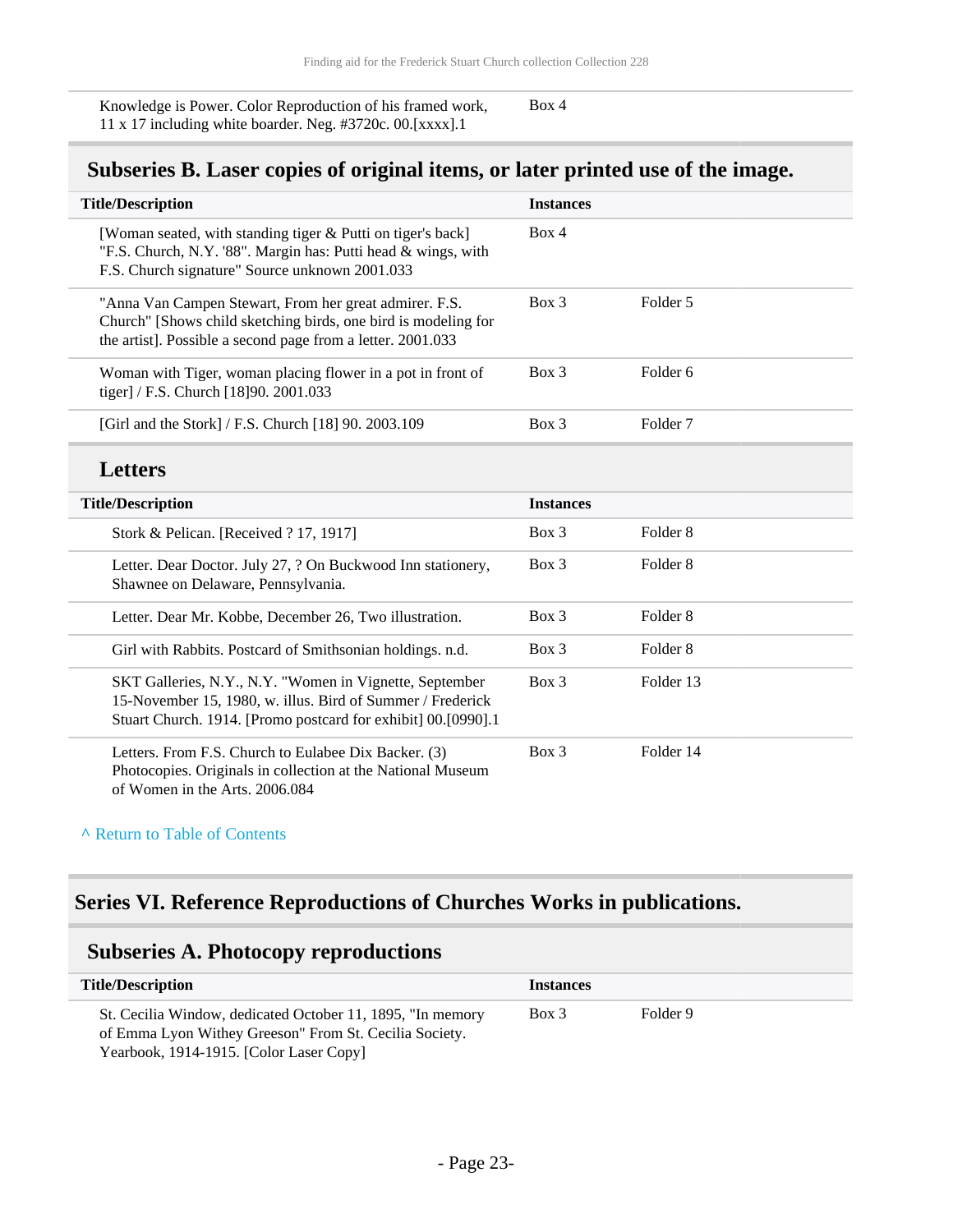| Title/Description | Instances | |
|---|---|---|
| Knowledge is Power. Color Reproduction of his framed work, 11 x 17 including white boarder. Neg. #3720c. 00.[xxxx].1 | Box 4 | |

## Subseries B. Laser copies of original items, or later printed use of the image.

| Title/Description | Instances | |
|---|---|---|
| [Woman seated, with standing tiger & Putti on tiger's back] "F.S. Church, N.Y. '88". Margin has: Putti head & wings, with F.S. Church signature" Source unknown 2001.033 | Box 4 | |
| "Anna Van Campen Stewart, From her great admirer. F.S. Church" [Shows child sketching birds, one bird is modeling for the artist]. Possible a second page from a letter. 2001.033 | Box 3 | Folder 5 |
| Woman with Tiger, woman placing flower in a pot in front of tiger] / F.S. Church [18]90. 2001.033 | Box 3 | Folder 6 |
| [Girl and the Stork] / F.S. Church [18] 90. 2003.109 | Box 3 | Folder 7 |

### Letters

| Title/Description | Instances | |
|---|---|---|
| Stork & Pelican. [Received ? 17, 1917] | Box 3 | Folder 8 |
| Letter. Dear Doctor. July 27, ? On Buckwood Inn stationery, Shawnee on Delaware, Pennsylvania. | Box 3 | Folder 8 |
| Letter. Dear Mr. Kobbe, December 26, Two illustration. | Box 3 | Folder 8 |
| Girl with Rabbits. Postcard of Smithsonian holdings. n.d. | Box 3 | Folder 8 |
| SKT Galleries, N.Y., N.Y. "Women in Vignette, September 15-November 15, 1980, w. illus. Bird of Summer / Frederick Stuart Church. 1914. [Promo postcard for exhibit] 00.[0990].1 | Box 3 | Folder 13 |
| Letters. From F.S. Church to Eulabee Dix Backer. (3) Photocopies. Originals in collection at the National Museum of Women in the Arts. 2006.084 | Box 3 | Folder 14 |

^ Return to Table of Contents

# Series VI. Reference Reproductions of Churches Works in publications.

## Subseries A. Photocopy reproductions

| Title/Description | Instances | |
|---|---|---|
| St. Cecilia Window, dedicated October 11, 1895, "In memory of Emma Lyon Withey Greeson" From St. Cecilia Society. Yearbook, 1914-1915. [Color Laser Copy] | Box 3 | Folder 9 |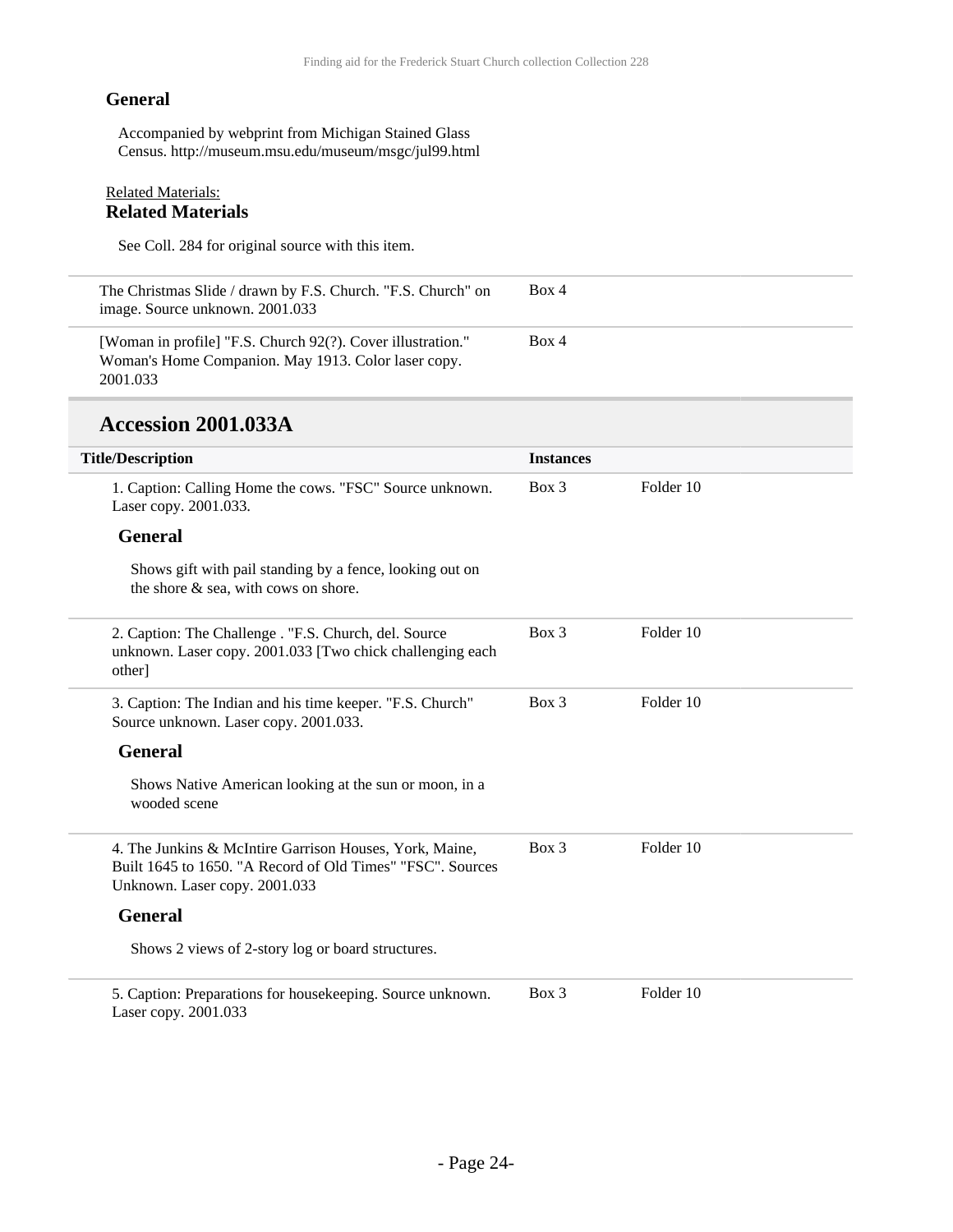**General**

Accompanied by webprint from Michigan Stained Glass Census. http://museum.msu.edu/museum/msgc/jul99.html

Related Materials:
**Related Materials**

See Coll. 284 for original source with this item.

| | |
|---|---|
| The Christmas Slide / drawn by F.S. Church. "F.S. Church" on image. Source unknown. 2001.033 | Box 4 |
| [Woman in profile] "F.S. Church 92(?). Cover illustration." Woman's Home Companion. May 1913. Color laser copy. 2001.033 | Box 4 |

## Accession 2001.033A

| Title/Description | Instances | |
|---|---|---|
| 1. Caption: Calling Home the cows. "FSC" Source unknown. Laser copy. 2001.033. | Box 3 | Folder 10 |

**General**

Shows gift with pail standing by a fence, looking out on the shore & sea, with cows on shore.

| | | |
|---|---|---|
| 2. Caption: The Challenge . "F.S. Church, del. Source unknown. Laser copy. 2001.033 [Two chick challenging each other] | Box 3 | Folder 10 |
| 3. Caption: The Indian and his time keeper. "F.S. Church" Source unknown. Laser copy. 2001.033. | Box 3 | Folder 10 |

**General**

Shows Native American looking at the sun or moon, in a wooded scene

| | | |
|---|---|---|
| 4. The Junkins & McIntire Garrison Houses, York, Maine, Built 1645 to 1650. "A Record of Old Times" "FSC". Sources Unknown. Laser copy. 2001.033 | Box 3 | Folder 10 |

**General**

Shows 2 views of 2-story log or board structures.

| | | |
|---|---|---|
| 5. Caption: Preparations for housekeeping. Source unknown. Laser copy. 2001.033 | Box 3 | Folder 10 |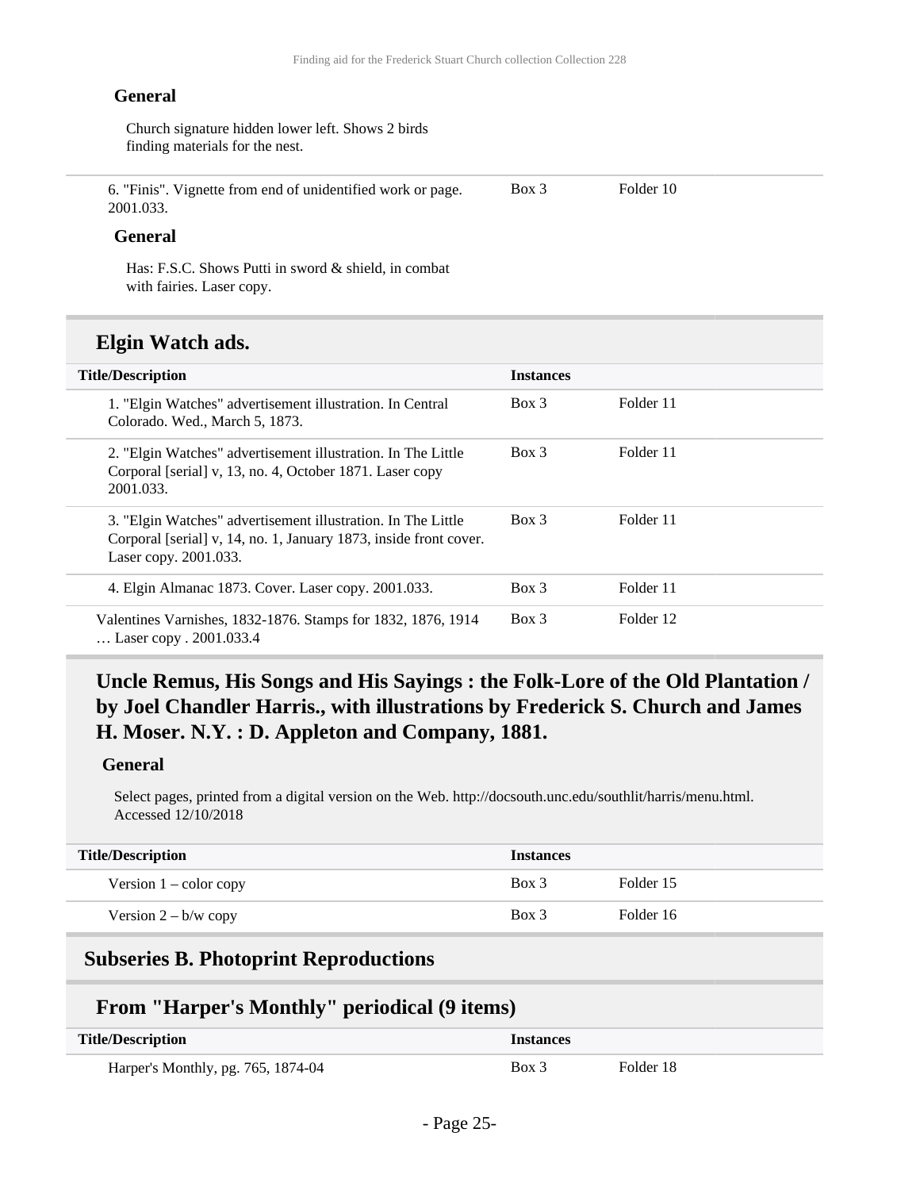**General**

Church signature hidden lower left. Shows 2 birds finding materials for the nest.

| | | |
|---|---|---|
| 6. "Finis". Vignette from end of unidentified work or page. 2001.033. | Box 3 | Folder 10 |

**General**

Has: F.S.C. Shows Putti in sword & shield, in combat with fairies. Laser copy.

## Elgin Watch ads.

| Title/Description | Instances | |
|---|---|---|
| 1. "Elgin Watches" advertisement illustration. In Central Colorado. Wed., March 5, 1873. | Box 3 | Folder 11 |
| 2. "Elgin Watches" advertisement illustration. In The Little Corporal [serial] v, 13, no. 4, October 1871. Laser copy 2001.033. | Box 3 | Folder 11 |
| 3. "Elgin Watches" advertisement illustration. In The Little Corporal [serial] v, 14, no. 1, January 1873, inside front cover. Laser copy. 2001.033. | Box 3 | Folder 11 |
| 4. Elgin Almanac 1873. Cover. Laser copy. 2001.033. | Box 3 | Folder 11 |
| Valentines Varnishes, 1832-1876. Stamps for 1832, 1876, 1914 … Laser copy . 2001.033.4 | Box 3 | Folder 12 |

## Uncle Remus, His Songs and His Sayings : the Folk-Lore of the Old Plantation / by Joel Chandler Harris., with illustrations by Frederick S. Church and James H. Moser. N.Y. : D. Appleton and Company, 1881.

**General**

Select pages, printed from a digital version on the Web. http://docsouth.unc.edu/southlit/harris/menu.html. Accessed 12/10/2018

| Title/Description | Instances | |
|---|---|---|
| Version 1 – color copy | Box 3 | Folder 15 |
| Version 2 – b/w copy | Box 3 | Folder 16 |

## Subseries B. Photoprint Reproductions

## From "Harper's Monthly" periodical (9 items)

| Title/Description | Instances | |
|---|---|---|
| Harper's Monthly, pg. 765, 1874-04 | Box 3 | Folder 18 |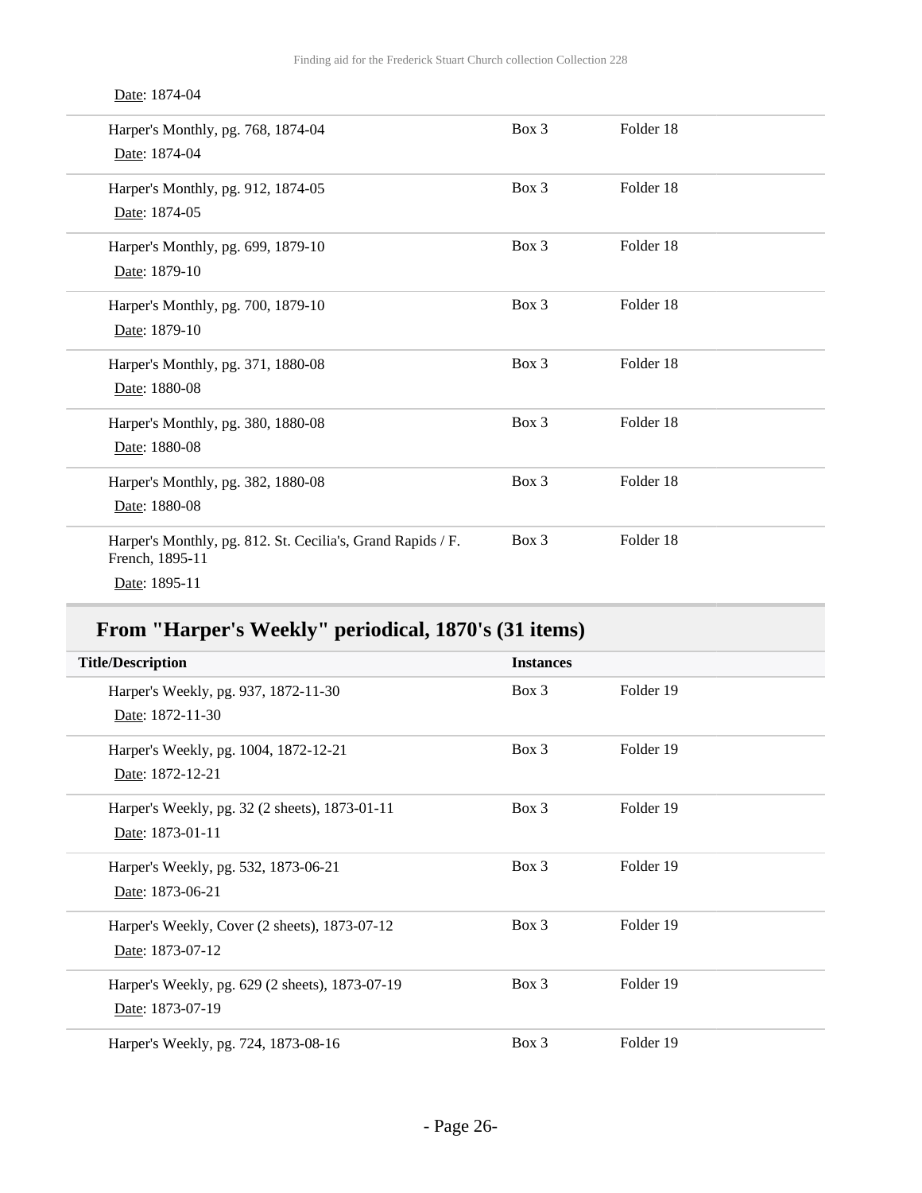Date: 1874-04

| | | |
|---|---|---|
| Harper's Monthly, pg. 768, 1874-04<br>Date: 1874-04 | Box 3 | Folder 18 |
| Harper's Monthly, pg. 912, 1874-05<br>Date: 1874-05 | Box 3 | Folder 18 |
| Harper's Monthly, pg. 699, 1879-10<br>Date: 1879-10 | Box 3 | Folder 18 |
| Harper's Monthly, pg. 700, 1879-10<br>Date: 1879-10 | Box 3 | Folder 18 |
| Harper's Monthly, pg. 371, 1880-08<br>Date: 1880-08 | Box 3 | Folder 18 |
| Harper's Monthly, pg. 380, 1880-08<br>Date: 1880-08 | Box 3 | Folder 18 |
| Harper's Monthly, pg. 382, 1880-08<br>Date: 1880-08 | Box 3 | Folder 18 |
| Harper's Monthly, pg. 812. St. Cecilia's, Grand Rapids / F. French, 1895-11<br>Date: 1895-11 | Box 3 | Folder 18 |

## From "Harper's Weekly" periodical, 1870's (31 items)

| Title/Description | Instances | |
|---|---|---|
| Harper's Weekly, pg. 937, 1872-11-30<br>Date: 1872-11-30 | Box 3 | Folder 19 |
| Harper's Weekly, pg. 1004, 1872-12-21<br>Date: 1872-12-21 | Box 3 | Folder 19 |
| Harper's Weekly, pg. 32 (2 sheets), 1873-01-11<br>Date: 1873-01-11 | Box 3 | Folder 19 |
| Harper's Weekly, pg. 532, 1873-06-21<br>Date: 1873-06-21 | Box 3 | Folder 19 |
| Harper's Weekly, Cover (2 sheets), 1873-07-12<br>Date: 1873-07-12 | Box 3 | Folder 19 |
| Harper's Weekly, pg. 629 (2 sheets), 1873-07-19<br>Date: 1873-07-19 | Box 3 | Folder 19 |
| Harper's Weekly, pg. 724, 1873-08-16 | Box 3 | Folder 19 |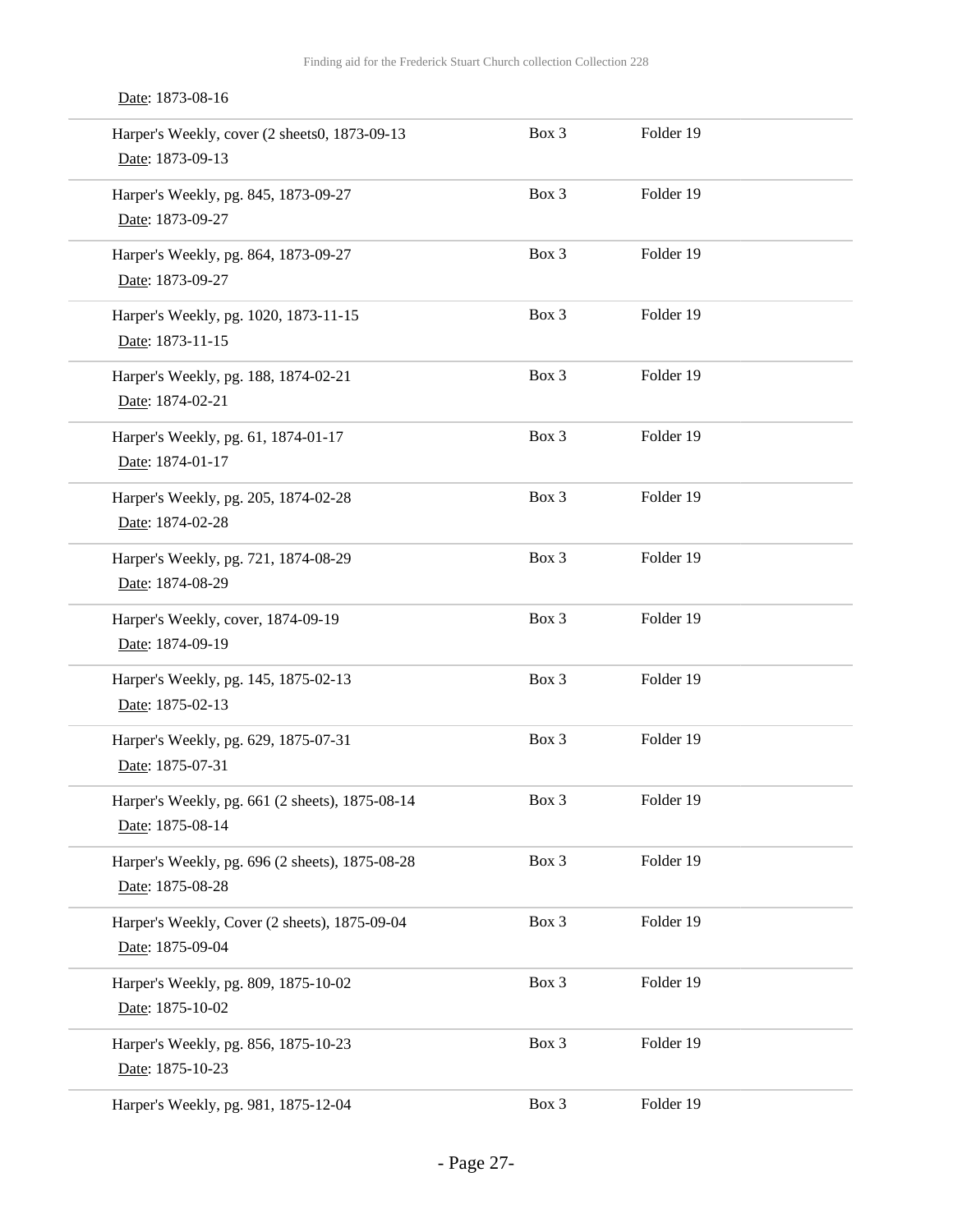Date: 1873-08-16

| | | |
|---|---|---|
| Harper's Weekly, cover (2 sheets0, 1873-09-13<br>Date: 1873-09-13 | Box 3 | Folder 19 |
| Harper's Weekly, pg. 845, 1873-09-27<br>Date: 1873-09-27 | Box 3 | Folder 19 |
| Harper's Weekly, pg. 864, 1873-09-27<br>Date: 1873-09-27 | Box 3 | Folder 19 |
| Harper's Weekly, pg. 1020, 1873-11-15<br>Date: 1873-11-15 | Box 3 | Folder 19 |
| Harper's Weekly, pg. 188, 1874-02-21<br>Date: 1874-02-21 | Box 3 | Folder 19 |
| Harper's Weekly, pg. 61, 1874-01-17<br>Date: 1874-01-17 | Box 3 | Folder 19 |
| Harper's Weekly, pg. 205, 1874-02-28<br>Date: 1874-02-28 | Box 3 | Folder 19 |
| Harper's Weekly, pg. 721, 1874-08-29<br>Date: 1874-08-29 | Box 3 | Folder 19 |
| Harper's Weekly, cover, 1874-09-19<br>Date: 1874-09-19 | Box 3 | Folder 19 |
| Harper's Weekly, pg. 145, 1875-02-13<br>Date: 1875-02-13 | Box 3 | Folder 19 |
| Harper's Weekly, pg. 629, 1875-07-31<br>Date: 1875-07-31 | Box 3 | Folder 19 |
| Harper's Weekly, pg. 661 (2 sheets), 1875-08-14<br>Date: 1875-08-14 | Box 3 | Folder 19 |
| Harper's Weekly, pg. 696 (2 sheets), 1875-08-28<br>Date: 1875-08-28 | Box 3 | Folder 19 |
| Harper's Weekly, Cover (2 sheets), 1875-09-04<br>Date: 1875-09-04 | Box 3 | Folder 19 |
| Harper's Weekly, pg. 809, 1875-10-02<br>Date: 1875-10-02 | Box 3 | Folder 19 |
| Harper's Weekly, pg. 856, 1875-10-23<br>Date: 1875-10-23 | Box 3 | Folder 19 |
| Harper's Weekly, pg. 981, 1875-12-04 | Box 3 | Folder 19 |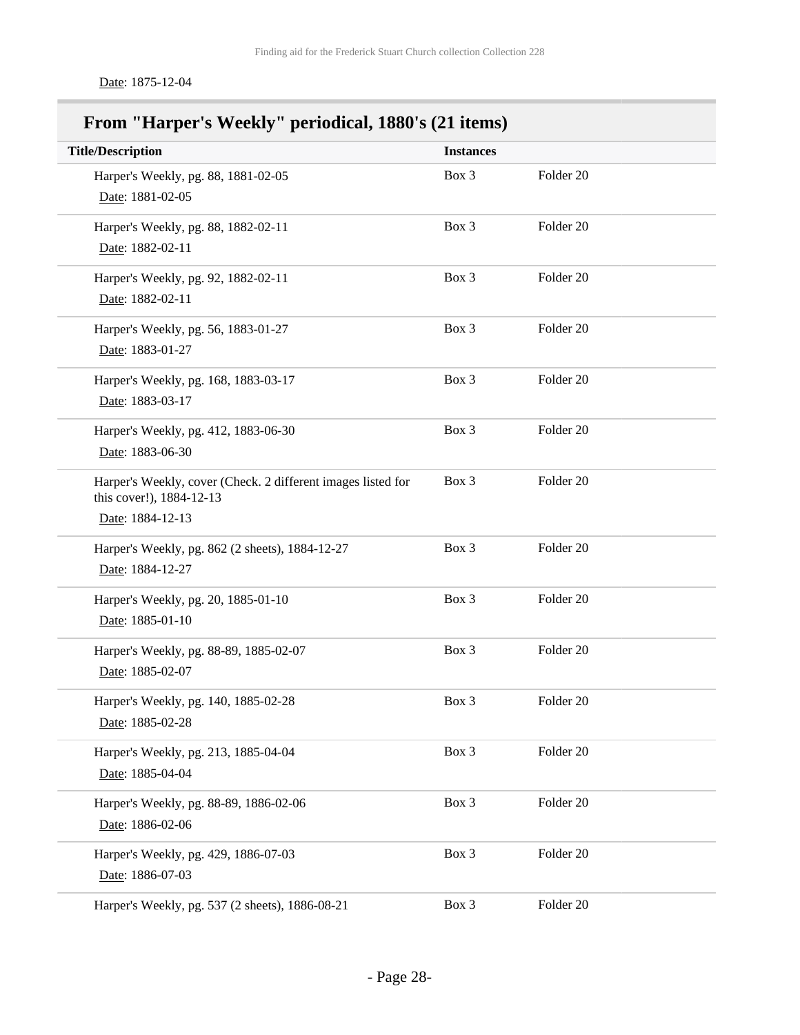Date: 1875-12-04

## From "Harper's Weekly" periodical, 1880's (21 items)

| Title/Description | Instances | |
|---|---|---|
| Harper's Weekly, pg. 88, 1881-02-05<br>Date: 1881-02-05 | Box 3 | Folder 20 |
| Harper's Weekly, pg. 88, 1882-02-11<br>Date: 1882-02-11 | Box 3 | Folder 20 |
| Harper's Weekly, pg. 92, 1882-02-11<br>Date: 1882-02-11 | Box 3 | Folder 20 |
| Harper's Weekly, pg. 56, 1883-01-27<br>Date: 1883-01-27 | Box 3 | Folder 20 |
| Harper's Weekly, pg. 168, 1883-03-17<br>Date: 1883-03-17 | Box 3 | Folder 20 |
| Harper's Weekly, pg. 412, 1883-06-30<br>Date: 1883-06-30 | Box 3 | Folder 20 |
| Harper's Weekly, cover (Check. 2 different images listed for this cover!), 1884-12-13<br>Date: 1884-12-13 | Box 3 | Folder 20 |
| Harper's Weekly, pg. 862 (2 sheets), 1884-12-27<br>Date: 1884-12-27 | Box 3 | Folder 20 |
| Harper's Weekly, pg. 20, 1885-01-10<br>Date: 1885-01-10 | Box 3 | Folder 20 |
| Harper's Weekly, pg. 88-89, 1885-02-07<br>Date: 1885-02-07 | Box 3 | Folder 20 |
| Harper's Weekly, pg. 140, 1885-02-28<br>Date: 1885-02-28 | Box 3 | Folder 20 |
| Harper's Weekly, pg. 213, 1885-04-04<br>Date: 1885-04-04 | Box 3 | Folder 20 |
| Harper's Weekly, pg. 88-89, 1886-02-06<br>Date: 1886-02-06 | Box 3 | Folder 20 |
| Harper's Weekly, pg. 429, 1886-07-03<br>Date: 1886-07-03 | Box 3 | Folder 20 |
| Harper's Weekly, pg. 537 (2 sheets), 1886-08-21 | Box 3 | Folder 20 |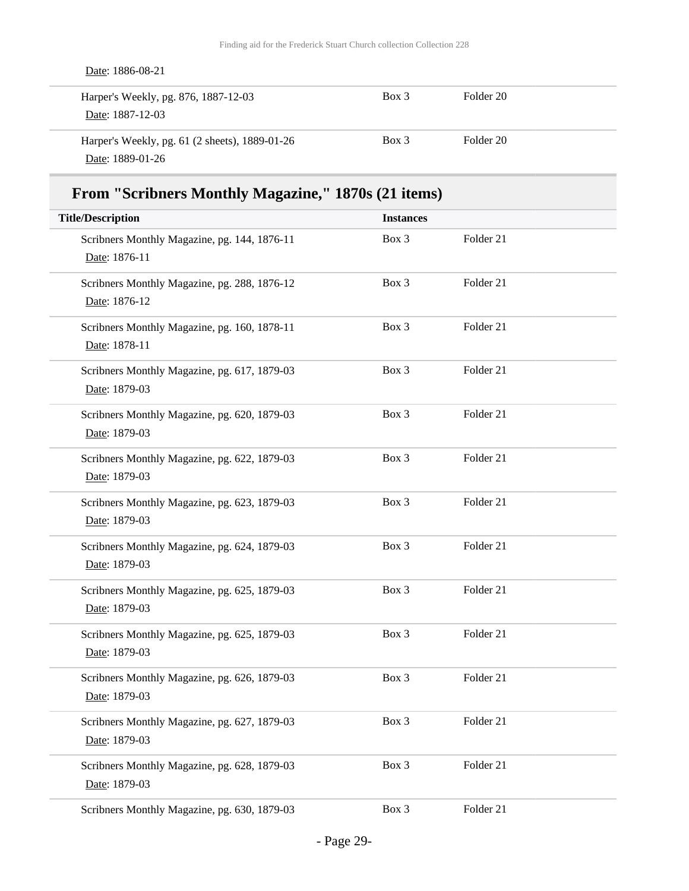Date: 1886-08-21

| Title/Description | Instances | |
|---|---|---|
| Harper's Weekly, pg. 876, 1887-12-03<br>Date: 1887-12-03 | Box 3 | Folder 20 |
| Harper's Weekly, pg. 61 (2 sheets), 1889-01-26<br>Date: 1889-01-26 | Box 3 | Folder 20 |

## From "Scribners Monthly Magazine," 1870s (21 items)

| Title/Description | Instances | |
|---|---|---|
| Scribners Monthly Magazine, pg. 144, 1876-11<br>Date: 1876-11 | Box 3 | Folder 21 |
| Scribners Monthly Magazine, pg. 288, 1876-12<br>Date: 1876-12 | Box 3 | Folder 21 |
| Scribners Monthly Magazine, pg. 160, 1878-11<br>Date: 1878-11 | Box 3 | Folder 21 |
| Scribners Monthly Magazine, pg. 617, 1879-03<br>Date: 1879-03 | Box 3 | Folder 21 |
| Scribners Monthly Magazine, pg. 620, 1879-03<br>Date: 1879-03 | Box 3 | Folder 21 |
| Scribners Monthly Magazine, pg. 622, 1879-03<br>Date: 1879-03 | Box 3 | Folder 21 |
| Scribners Monthly Magazine, pg. 623, 1879-03<br>Date: 1879-03 | Box 3 | Folder 21 |
| Scribners Monthly Magazine, pg. 624, 1879-03<br>Date: 1879-03 | Box 3 | Folder 21 |
| Scribners Monthly Magazine, pg. 625, 1879-03<br>Date: 1879-03 | Box 3 | Folder 21 |
| Scribners Monthly Magazine, pg. 625, 1879-03<br>Date: 1879-03 | Box 3 | Folder 21 |
| Scribners Monthly Magazine, pg. 626, 1879-03<br>Date: 1879-03 | Box 3 | Folder 21 |
| Scribners Monthly Magazine, pg. 627, 1879-03<br>Date: 1879-03 | Box 3 | Folder 21 |
| Scribners Monthly Magazine, pg. 628, 1879-03<br>Date: 1879-03 | Box 3 | Folder 21 |
| Scribners Monthly Magazine, pg. 630, 1879-03 | Box 3 | Folder 21 |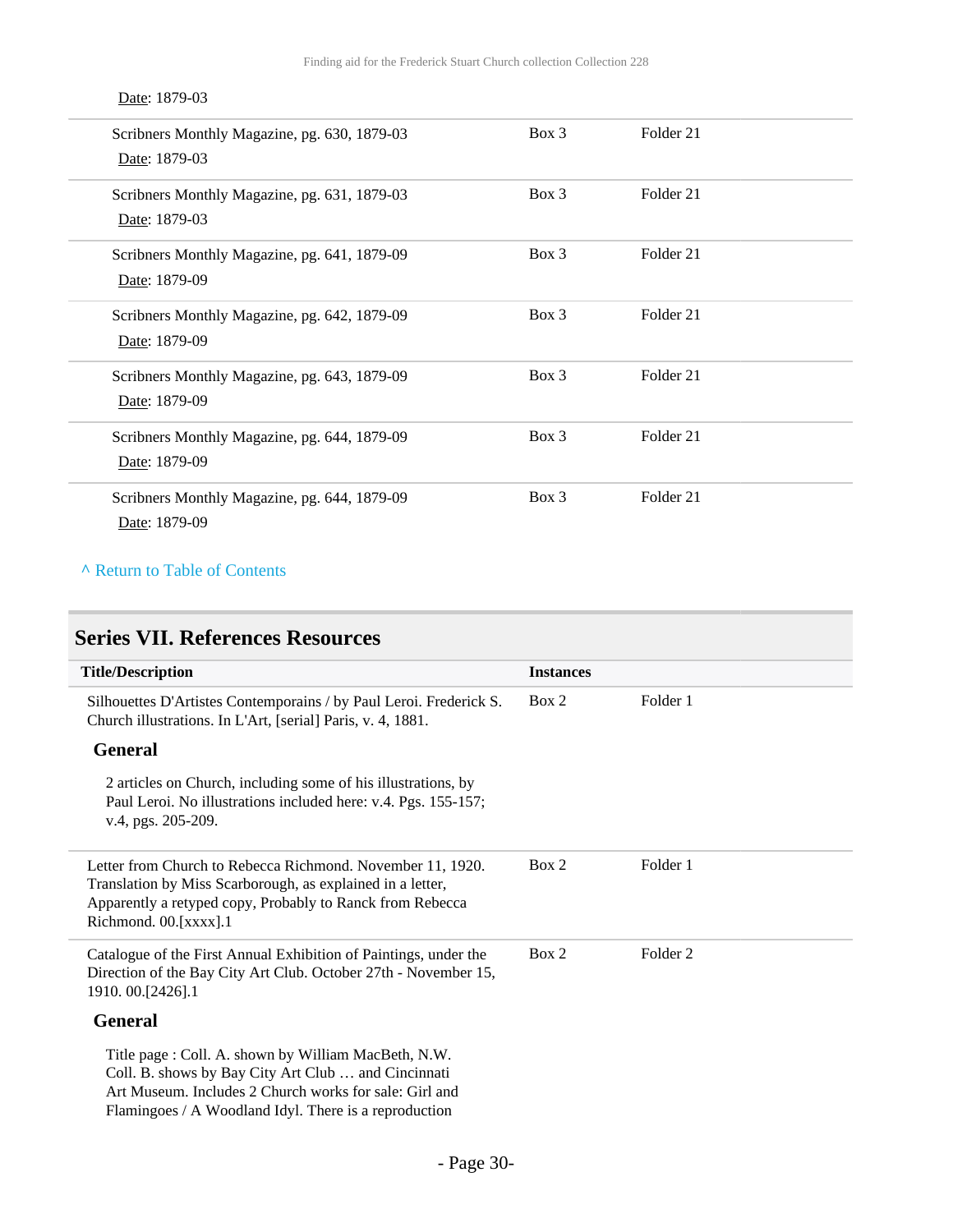Date: 1879-03

| | | |
|---|---|---|
| Scribners Monthly Magazine, pg. 630, 1879-03<br>Date: 1879-03 | Box 3 | Folder 21 |
| Scribners Monthly Magazine, pg. 631, 1879-03<br>Date: 1879-03 | Box 3 | Folder 21 |
| Scribners Monthly Magazine, pg. 641, 1879-09<br>Date: 1879-09 | Box 3 | Folder 21 |
| Scribners Monthly Magazine, pg. 642, 1879-09<br>Date: 1879-09 | Box 3 | Folder 21 |
| Scribners Monthly Magazine, pg. 643, 1879-09<br>Date: 1879-09 | Box 3 | Folder 21 |
| Scribners Monthly Magazine, pg. 644, 1879-09<br>Date: 1879-09 | Box 3 | Folder 21 |
| Scribners Monthly Magazine, pg. 644, 1879-09<br>Date: 1879-09 | Box 3 | Folder 21 |

^ Return to Table of Contents

## Series VII. References Resources

| Title/Description | Instances | |
|---|---|---|
| Silhouettes D'Artistes Contemporains / by Paul Leroi. Frederick S. Church illustrations. In L'Art, [serial] Paris, v. 4, 1881.<br><br>**General**<br><br>2 articles on Church, including some of his illustrations, by Paul Leroi. No illustrations included here: v.4. Pgs. 155-157; v.4, pgs. 205-209. | Box 2 | Folder 1 |
| Letter from Church to Rebecca Richmond. November 11, 1920. Translation by Miss Scarborough, as explained in a letter, Apparently a retyped copy, Probably to Ranck from Rebecca Richmond. 00.[xxxx].1 | Box 2 | Folder 1 |
| Catalogue of the First Annual Exhibition of Paintings, under the Direction of the Bay City Art Club. October 27th - November 15, 1910. 00.[2426].1<br><br>**General**<br><br>Title page : Coll. A. shown by William MacBeth, N.W. Coll. B. shows by Bay City Art Club … and Cincinnati Art Museum. Includes 2 Church works for sale: Girl and Flamingoes / A Woodland Idyl. There is a reproduction | Box 2 | Folder 2 |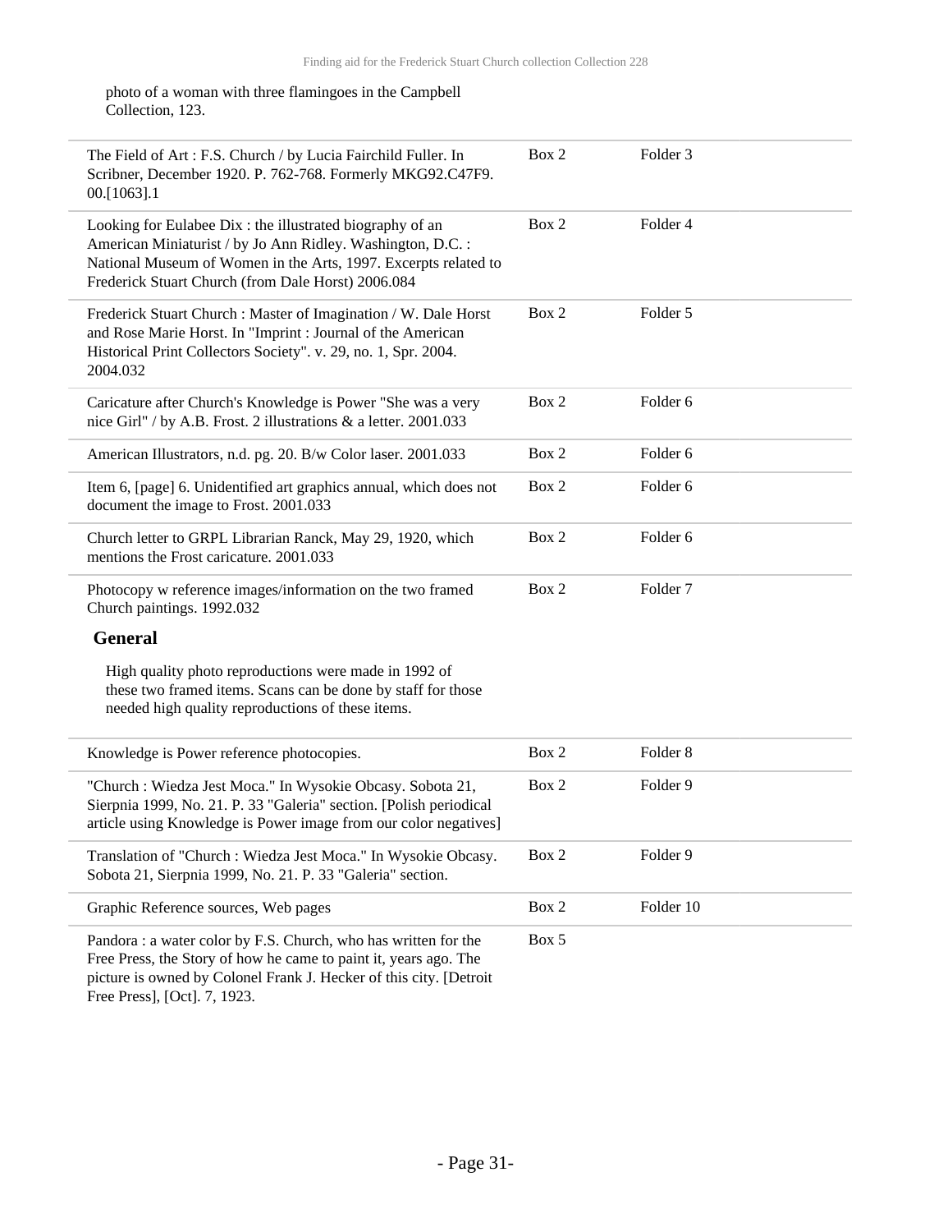photo of a woman with three flamingoes in the Campbell Collection, 123.

| | | |
|---|---|---|
| The Field of Art : F.S. Church / by Lucia Fairchild Fuller. In Scribner, December 1920. P. 762-768. Formerly MKG92.C47F9.00.[1063].1 | Box 2 | Folder 3 |
| Looking for Eulabee Dix : the illustrated biography of an American Miniaturist / by Jo Ann Ridley. Washington, D.C. : National Museum of Women in the Arts, 1997. Excerpts related to Frederick Stuart Church (from Dale Horst) 2006.084 | Box 2 | Folder 4 |
| Frederick Stuart Church : Master of Imagination / W. Dale Horst and Rose Marie Horst. In "Imprint : Journal of the American Historical Print Collectors Society". v. 29, no. 1, Spr. 2004. 2004.032 | Box 2 | Folder 5 |
| Caricature after Church's Knowledge is Power "She was a very nice Girl" / by A.B. Frost. 2 illustrations & a letter. 2001.033 | Box 2 | Folder 6 |
| American Illustrators, n.d. pg. 20. B/w Color laser. 2001.033 | Box 2 | Folder 6 |
| Item 6, [page] 6. Unidentified art graphics annual, which does not document the image to Frost. 2001.033 | Box 2 | Folder 6 |
| Church letter to GRPL Librarian Ranck, May 29, 1920, which mentions the Frost caricature. 2001.033 | Box 2 | Folder 6 |
| Photocopy w reference images/information on the two framed Church paintings. 1992.032 | Box 2 | Folder 7 |

**General**

High quality photo reproductions were made in 1992 of these two framed items. Scans can be done by staff for those needed high quality reproductions of these items.

| | | |
|---|---|---|
| Knowledge is Power reference photocopies. | Box 2 | Folder 8 |
| "Church : Wiedza Jest Moca." In Wysokie Obcasy. Sobota 21, Sierpnia 1999, No. 21. P. 33 "Galeria" section. [Polish periodical article using Knowledge is Power image from our color negatives] | Box 2 | Folder 9 |
| Translation of "Church : Wiedza Jest Moca." In Wysokie Obcasy. Sobota 21, Sierpnia 1999, No. 21. P. 33 "Galeria" section. | Box 2 | Folder 9 |
| Graphic Reference sources, Web pages | Box 2 | Folder 10 |
| Pandora : a water color by F.S. Church, who has written for the Free Press, the Story of how he came to paint it, years ago. The picture is owned by Colonel Frank J. Hecker of this city. [Detroit Free Press], [Oct]. 7, 1923. | Box 5 | |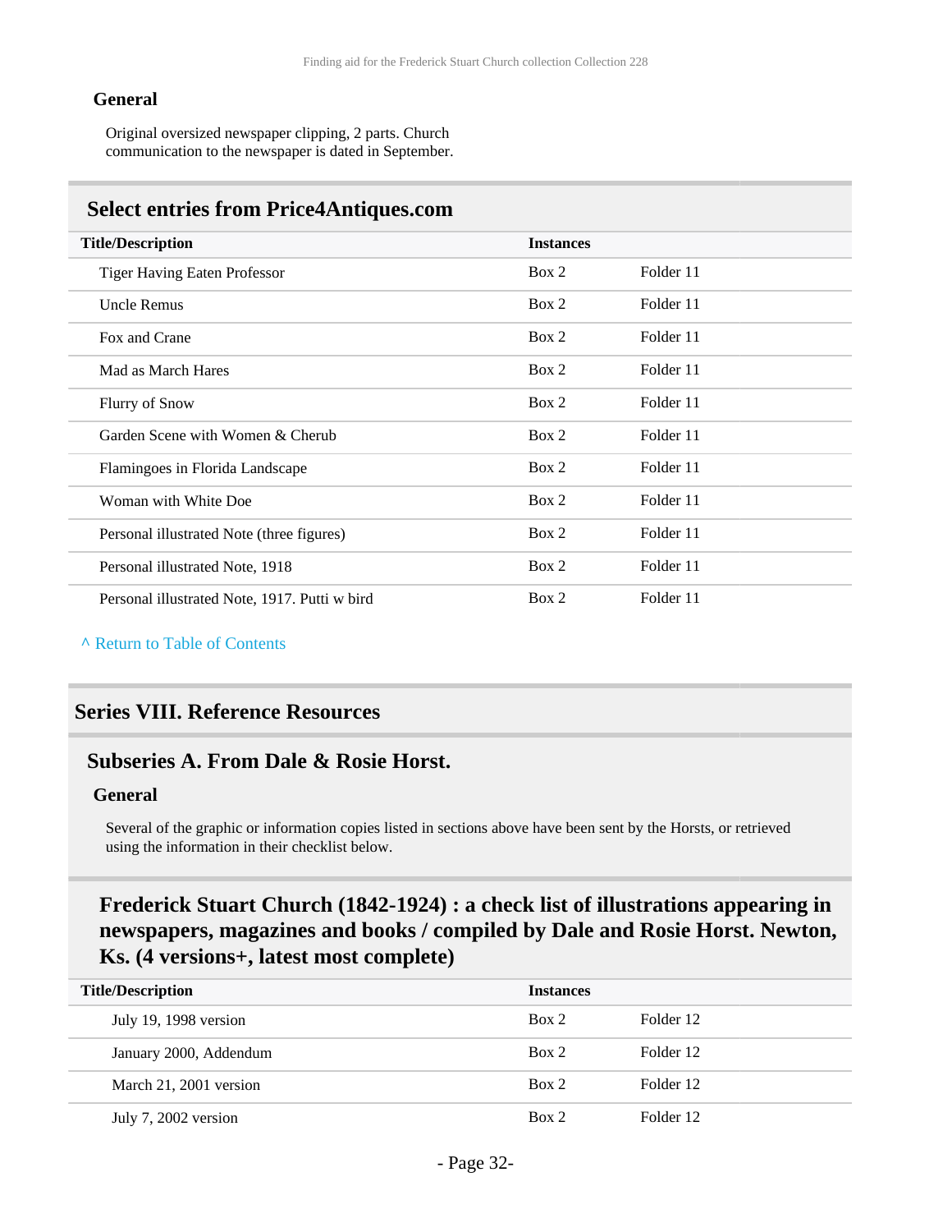#### General

Original oversized newspaper clipping, 2 parts. Church communication to the newspaper is dated in September.

### Select entries from Price4Antiques.com

| Title/Description | Instances | |
|---|---|---|
| Tiger Having Eaten Professor | Box 2 | Folder 11 |
| Uncle Remus | Box 2 | Folder 11 |
| Fox and Crane | Box 2 | Folder 11 |
| Mad as March Hares | Box 2 | Folder 11 |
| Flurry of Snow | Box 2 | Folder 11 |
| Garden Scene with Women & Cherub | Box 2 | Folder 11 |
| Flamingoes in Florida Landscape | Box 2 | Folder 11 |
| Woman with White Doe | Box 2 | Folder 11 |
| Personal illustrated Note (three figures) | Box 2 | Folder 11 |
| Personal illustrated Note, 1918 | Box 2 | Folder 11 |
| Personal illustrated Note, 1917. Putti w bird | Box 2 | Folder 11 |

^ Return to Table of Contents

## Series VIII. Reference Resources

### Subseries A. From Dale & Rosie Horst.

#### General

Several of the graphic or information copies listed in sections above have been sent by the Horsts, or retrieved using the information in their checklist below.

### Frederick Stuart Church (1842-1924) : a check list of illustrations appearing in newspapers, magazines and books / compiled by Dale and Rosie Horst. Newton, Ks. (4 versions+, latest most complete)

| Title/Description | Instances | |
|---|---|---|
| July 19, 1998 version | Box 2 | Folder 12 |
| January 2000, Addendum | Box 2 | Folder 12 |
| March 21, 2001 version | Box 2 | Folder 12 |
| July 7, 2002 version | Box 2 | Folder 12 |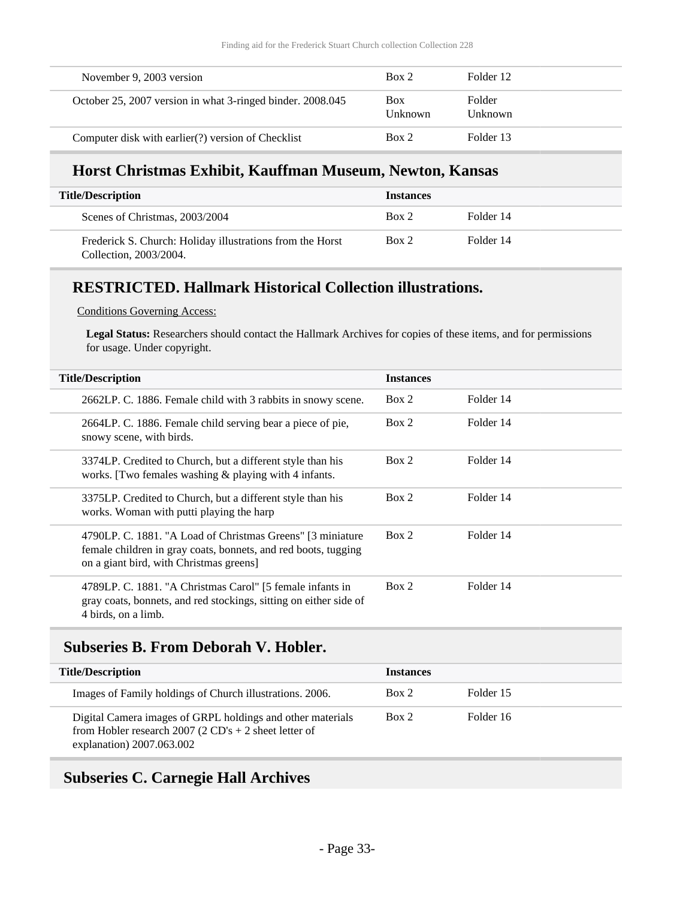| | | |
|---|---|---|
| November 9, 2003 version | Box 2 | Folder 12 |
| October 25, 2007 version in what 3-ringed binder. 2008.045 | Box Unknown | Folder Unknown |
| Computer disk with earlier(?) version of Checklist | Box 2 | Folder 13 |

### Horst Christmas Exhibit, Kauffman Museum, Newton, Kansas

| Title/Description | Instances | |
|---|---|---|
| Scenes of Christmas, 2003/2004 | Box 2 | Folder 14 |
| Frederick S. Church: Holiday illustrations from the Horst Collection, 2003/2004. | Box 2 | Folder 14 |

### RESTRICTED. Hallmark Historical Collection illustrations.

Conditions Governing Access:

**Legal Status:** Researchers should contact the Hallmark Archives for copies of these items, and for permissions for usage. Under copyright.

| Title/Description | Instances | |
|---|---|---|
| 2662LP. C. 1886. Female child with 3 rabbits in snowy scene. | Box 2 | Folder 14 |
| 2664LP. C. 1886. Female child serving bear a piece of pie, snowy scene, with birds. | Box 2 | Folder 14 |
| 3374LP. Credited to Church, but a different style than his works. [Two females washing & playing with 4 infants. | Box 2 | Folder 14 |
| 3375LP. Credited to Church, but a different style than his works. Woman with putti playing the harp | Box 2 | Folder 14 |
| 4790LP. C. 1881. "A Load of Christmas Greens" [3 miniature female children in gray coats, bonnets, and red boots, tugging on a giant bird, with Christmas greens] | Box 2 | Folder 14 |
| 4789LP. C. 1881. "A Christmas Carol" [5 female infants in gray coats, bonnets, and red stockings, sitting on either side of 4 birds, on a limb. | Box 2 | Folder 14 |

## Subseries B. From Deborah V. Hobler.

| Title/Description | Instances | |
|---|---|---|
| Images of Family holdings of Church illustrations. 2006. | Box 2 | Folder 15 |
| Digital Camera images of GRPL holdings and other materials from Hobler research 2007 (2 CD's + 2 sheet letter of explanation) 2007.063.002 | Box 2 | Folder 16 |

## Subseries C. Carnegie Hall Archives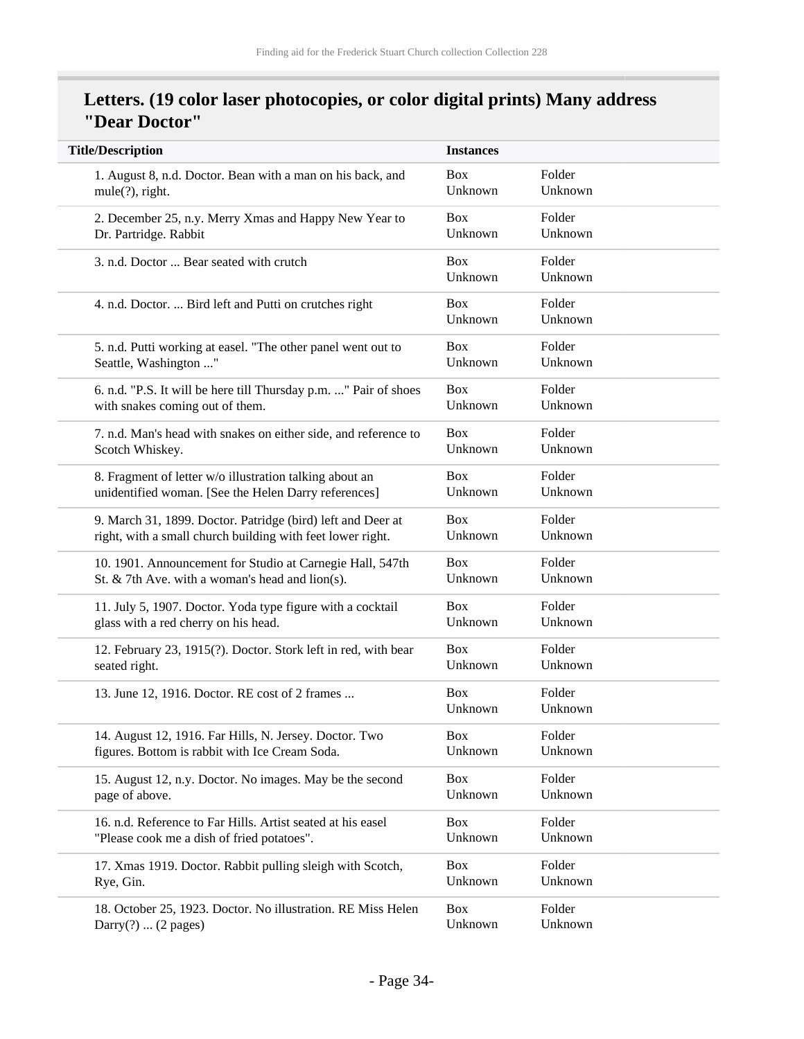## Letters. (19 color laser photocopies, or color digital prints) Many address "Dear Doctor"

| Title/Description | Instances | |
|---|---|---|
| 1. August 8, n.d. Doctor. Bean with a man on his back, and mule(?), right. | Box Unknown | Folder Unknown |
| 2. December 25, n.y. Merry Xmas and Happy New Year to Dr. Partridge. Rabbit | Box Unknown | Folder Unknown |
| 3. n.d. Doctor ... Bear seated with crutch | Box Unknown | Folder Unknown |
| 4. n.d. Doctor. ... Bird left and Putti on crutches right | Box Unknown | Folder Unknown |
| 5. n.d. Putti working at easel. "The other panel went out to Seattle, Washington ..." | Box Unknown | Folder Unknown |
| 6. n.d. "P.S. It will be here till Thursday p.m. ..." Pair of shoes with snakes coming out of them. | Box Unknown | Folder Unknown |
| 7. n.d. Man's head with snakes on either side, and reference to Scotch Whiskey. | Box Unknown | Folder Unknown |
| 8. Fragment of letter w/o illustration talking about an unidentified woman. [See the Helen Darry references] | Box Unknown | Folder Unknown |
| 9. March 31, 1899. Doctor. Patridge (bird) left and Deer at right, with a small church building with feet lower right. | Box Unknown | Folder Unknown |
| 10. 1901. Announcement for Studio at Carnegie Hall, 547th St. & 7th Ave. with a woman's head and lion(s). | Box Unknown | Folder Unknown |
| 11. July 5, 1907. Doctor. Yoda type figure with a cocktail glass with a red cherry on his head. | Box Unknown | Folder Unknown |
| 12. February 23, 1915(?). Doctor. Stork left in red, with bear seated right. | Box Unknown | Folder Unknown |
| 13. June 12, 1916. Doctor. RE cost of 2 frames ... | Box Unknown | Folder Unknown |
| 14. August 12, 1916. Far Hills, N. Jersey. Doctor. Two figures. Bottom is rabbit with Ice Cream Soda. | Box Unknown | Folder Unknown |
| 15. August 12, n.y. Doctor. No images. May be the second page of above. | Box Unknown | Folder Unknown |
| 16. n.d. Reference to Far Hills. Artist seated at his easel "Please cook me a dish of fried potatoes". | Box Unknown | Folder Unknown |
| 17. Xmas 1919. Doctor. Rabbit pulling sleigh with Scotch, Rye, Gin. | Box Unknown | Folder Unknown |
| 18. October 25, 1923. Doctor. No illustration. RE Miss Helen Darry(?) ... (2 pages) | Box Unknown | Folder Unknown |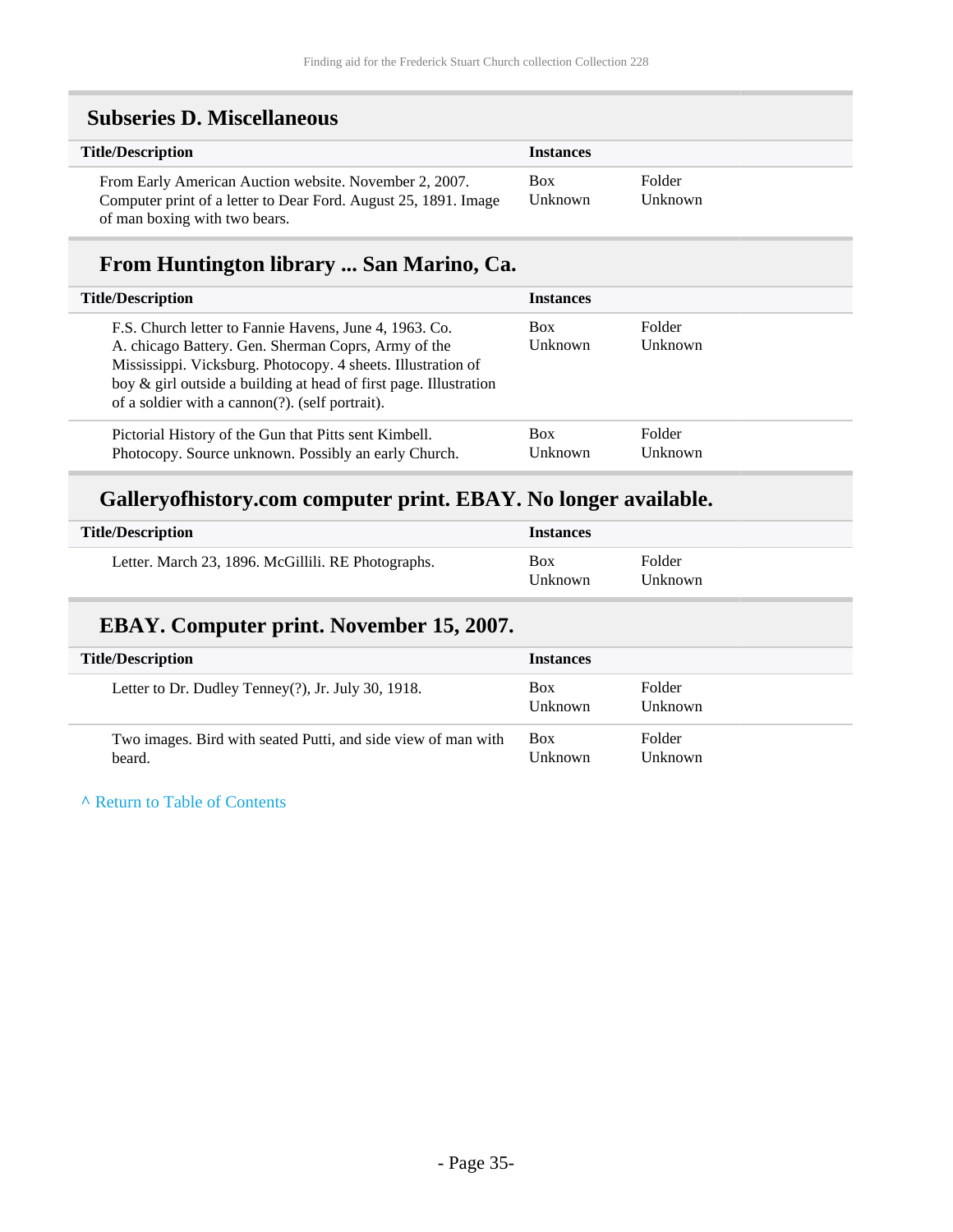## Subseries D. Miscellaneous

| Title/Description | Instances | |
|---|---|---|
| From Early American Auction website. November 2, 2007. Computer print of a letter to Dear Ford. August 25, 1891. Image of man boxing with two bears. | Box Unknown | Folder Unknown |

### From Huntington library ... San Marino, Ca.

| Title/Description | Instances | |
|---|---|---|
| F.S. Church letter to Fannie Havens, June 4, 1963. Co. A. chicago Battery. Gen. Sherman Coprs, Army of the Mississippi. Vicksburg. Photocopy. 4 sheets. Illustration of boy & girl outside a building at head of first page. Illustration of a soldier with a cannon(?). (self portrait). | Box Unknown | Folder Unknown |
| Pictorial History of the Gun that Pitts sent Kimbell. Photocopy. Source unknown. Possibly an early Church. | Box Unknown | Folder Unknown |

### Galleryofhistory.com computer print. EBAY. No longer available.

| Title/Description | Instances | |
|---|---|---|
| Letter. March 23, 1896. McGillili. RE Photographs. | Box Unknown | Folder Unknown |

### EBAY. Computer print. November 15, 2007.

| Title/Description | Instances | |
|---|---|---|
| Letter to Dr. Dudley Tenney(?), Jr. July 30, 1918. | Box Unknown | Folder Unknown |
| Two images. Bird with seated Putti, and side view of man with beard. | Box Unknown | Folder Unknown |

^ Return to Table of Contents